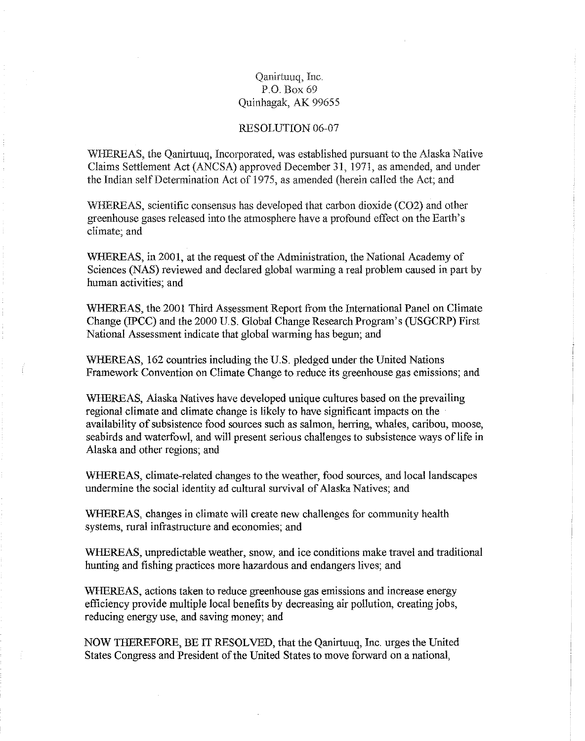Qanirtuuq, Inc.
P.O. Box 69
Quinhagak, AK 99655

RESOLUTION 06-07

WHEREAS, the Qanirtuuq, Incorporated, was established pursuant to the Alaska Native Claims Settlement Act (ANCSA) approved December 31, 1971, as amended, and under the Indian self Determination Act of 1975, as amended (herein called the Act; and

WHEREAS, scientific consensus has developed that carbon dioxide ($CO_2$) and other greenhouse gases released into the atmosphere have a profound effect on the Earth's climate; and

WHEREAS, in 2001, at the request of the Administration, the National Academy of Sciences (NAS) reviewed and declared global warming a real problem caused in part by human activities; and

WHEREAS, the 2001 Third Assessment Report from the International Panel on Climate Change (IPCC) and the 2000 U.S. Global Change Research Program's (USGCRP) First National Assessment indicate that global warming has begun; and

WHEREAS, 162 countries including the U.S. pledged under the United Nations Framework Convention on Climate Change to reduce its greenhouse gas emissions; and

WHEREAS, Alaska Natives have developed unique cultures based on the prevailing regional climate and climate change is likely to have significant impacts on the availability of subsistence food sources such as salmon, herring, whales, caribou, moose, seabirds and waterfowl, and will present serious challenges to subsistence ways of life in Alaska and other regions; and

WHEREAS, climate-related changes to the weather, food sources, and local landscapes undermine the social identity ad cultural survival of Alaska Natives; and

WHEREAS, changes in climate will create new challenges for community health systems, rural infrastructure and economies; and

WHEREAS, unpredictable weather, snow, and ice conditions make travel and traditional hunting and fishing practices more hazardous and endangers lives; and

WHEREAS, actions taken to reduce greenhouse gas emissions and increase energy efficiency provide multiple local benefits by decreasing air pollution, creating jobs, reducing energy use, and saving money; and

NOW THEREFORE, BE IT RESOLVED, that the Qanirtuuq, Inc. urges the United States Congress and President of the United States to move forward on a national,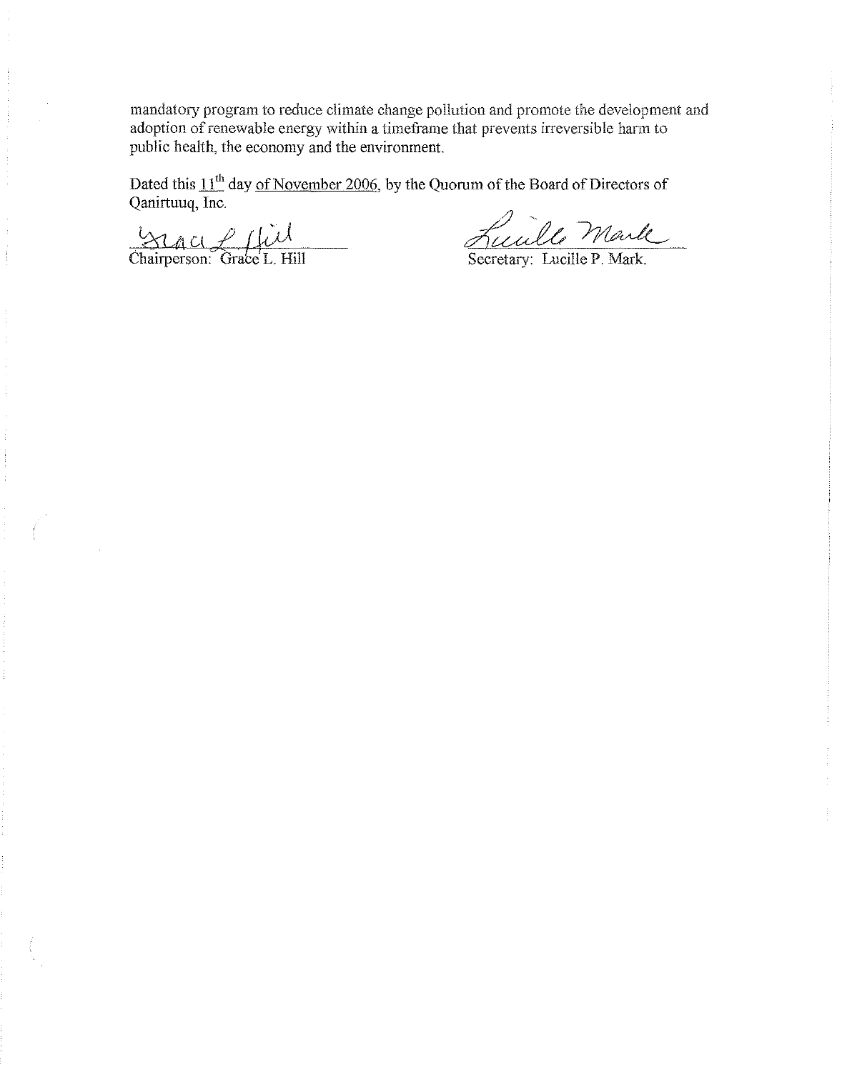mandatory program to reduce climate change pollution and promote the development and adoption of renewable energy within a timeframe that prevents irreversible harm to public health, the economy and the environment.

Dated this 11th day of November 2006, by the Quorum of the Board of Directors of Qanirtuuq, Inc.

Chairperson: Grace L. Hill

Secretary: Lucille P. Mark.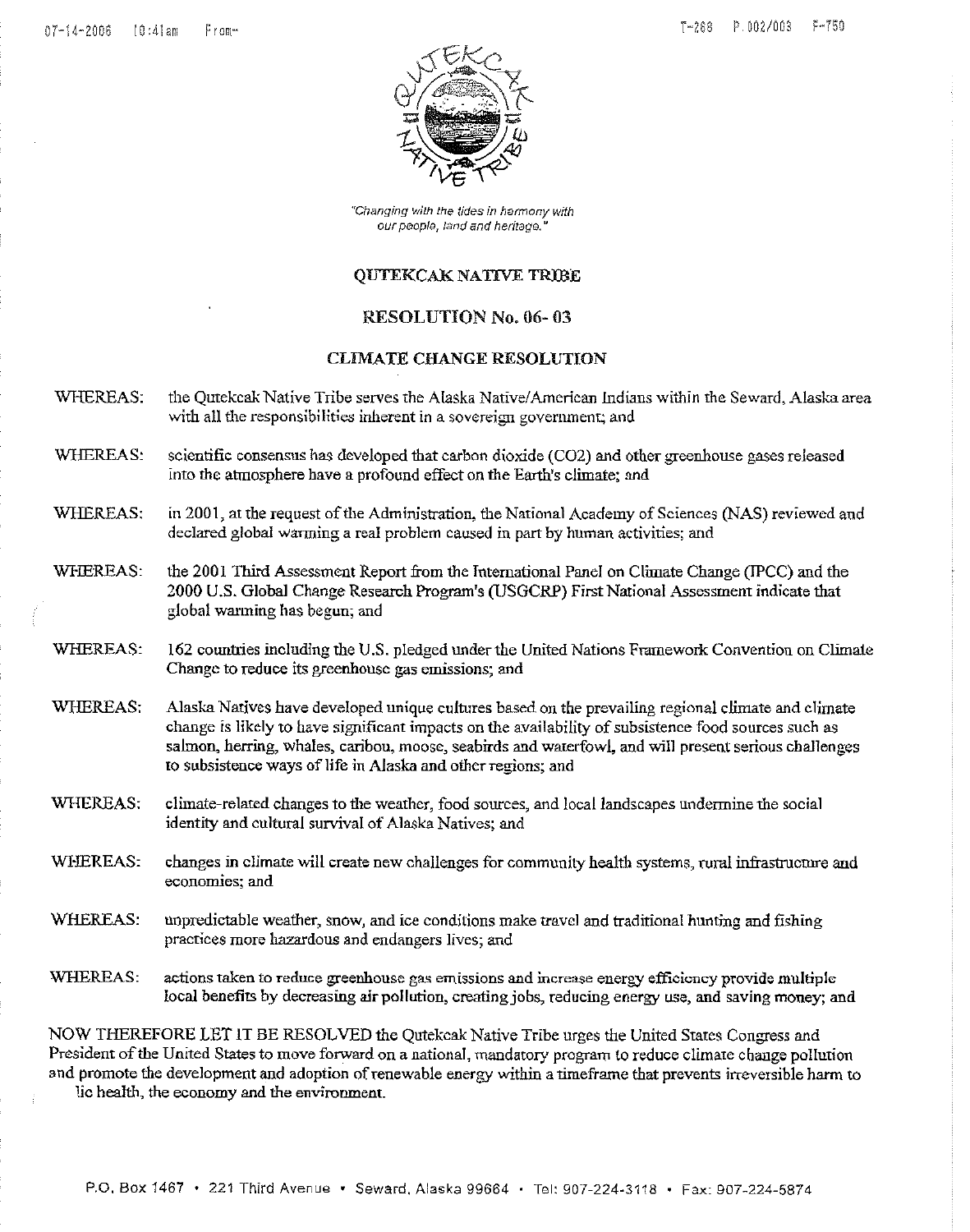*"Changing with the tides in harmony with our people, land and heritage."*

## QUTEKCAK NATIVE TRIBE

## RESOLUTION No. 06- 03

## CLIMATE CHANGE RESOLUTION

WHEREAS: the Qutekcak Native Tribe serves the Alaska Native/American Indians within the Seward, Alaska area with all the responsibilities inherent in a sovereign government; and

WHEREAS: scientific consensus has developed that carbon dioxide ($CO_2$) and other greenhouse gases released into the atmosphere have a profound effect on the Earth's climate; and

WHEREAS: in 2001, at the request of the Administration, the National Academy of Sciences (NAS) reviewed and declared global warming a real problem caused in part by human activities; and

WHEREAS: the 2001 Third Assessment Report from the International Panel on Climate Change (IPCC) and the 2000 U.S. Global Change Research Program's (USGCRP) First National Assessment indicate that global warming has begun; and

WHEREAS: 162 countries including the U.S. pledged under the United Nations Framework Convention on Climate Change to reduce its greenhouse gas emissions; and

WHEREAS: Alaska Natives have developed unique cultures based on the prevailing regional climate and climate change is likely to have significant impacts on the availability of subsistence food sources such as salmon, herring, whales, caribou, moose, seabirds and waterfowl, and will present serious challenges to subsistence ways of life in Alaska and other regions; and

WHEREAS: climate-related changes to the weather, food sources, and local landscapes undermine the social identity and cultural survival of Alaska Natives; and

WHEREAS: changes in climate will create new challenges for community health systems, rural infrastructure and economies; and

WHEREAS: unpredictable weather, snow, and ice conditions make travel and traditional hunting and fishing practices more hazardous and endangers lives; and

WHEREAS: actions taken to reduce greenhouse gas emissions and increase energy efficiency provide multiple local benefits by decreasing air pollution, creating jobs, reducing energy use, and saving money; and

NOW THEREFORE LET IT BE RESOLVED the Qutekcak Native Tribe urges the United States Congress and President of the United States to move forward on a national, mandatory program to reduce climate change pollution and promote the development and adoption of renewable energy within a timeframe that prevents irreversible harm to lic health, the economy and the environment.

P.O. Box 1467 • 221 Third Avenue • Seward, Alaska 99664 • Tel: 907-224-3118 • Fax: 907-224-5874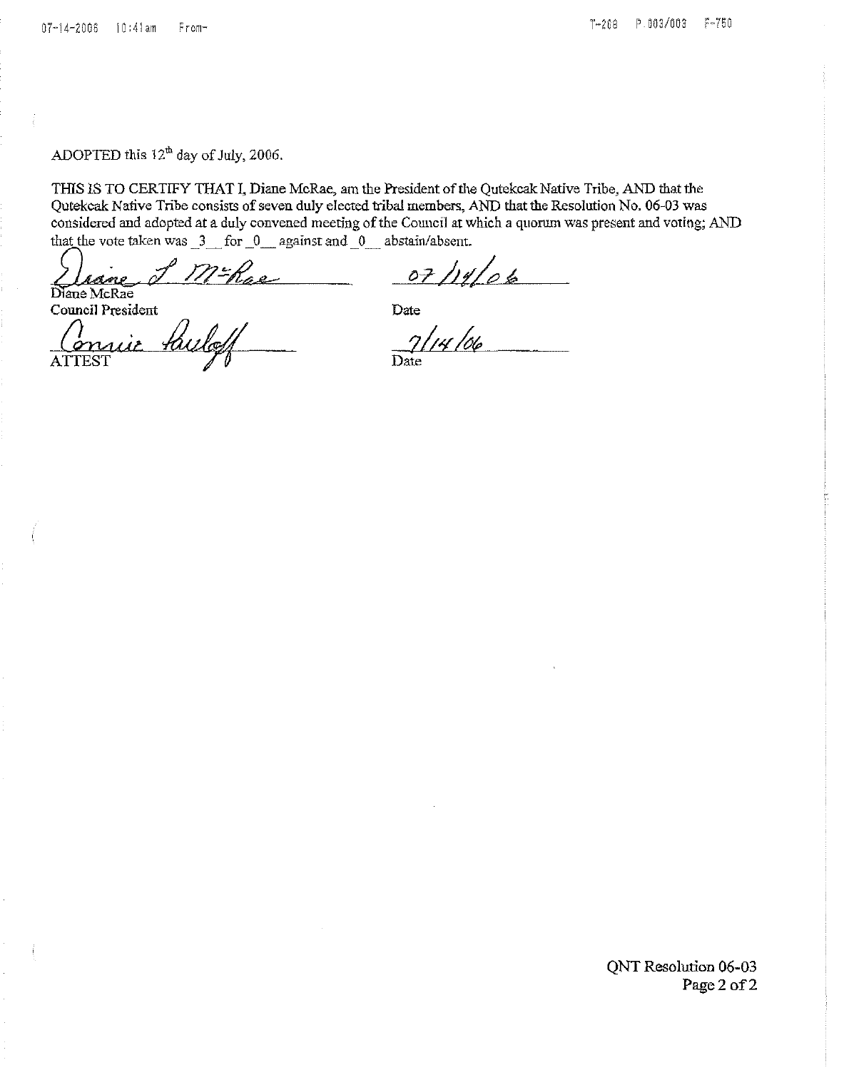ADOPTED this 12th day of July, 2006.

THIS IS TO CERTIFY THAT I, Diane McRae, am the President of the Qutekcak Native Tribe, AND that the Qutekcak Native Tribe consists of seven duly elected tribal members, AND that the Resolution No. 06-03 was considered and adopted at a duly convened meeting of the Council at which a quorum was present and voting; AND that the vote taken was _3__ for _0__ against and _0__ abstain/absent.

Diane S. McRae 07/14/06

Diane McRae
Council President

Date

Connie Pavloff 7/14/06

ATTEST

Date

QNT Resolution 06-03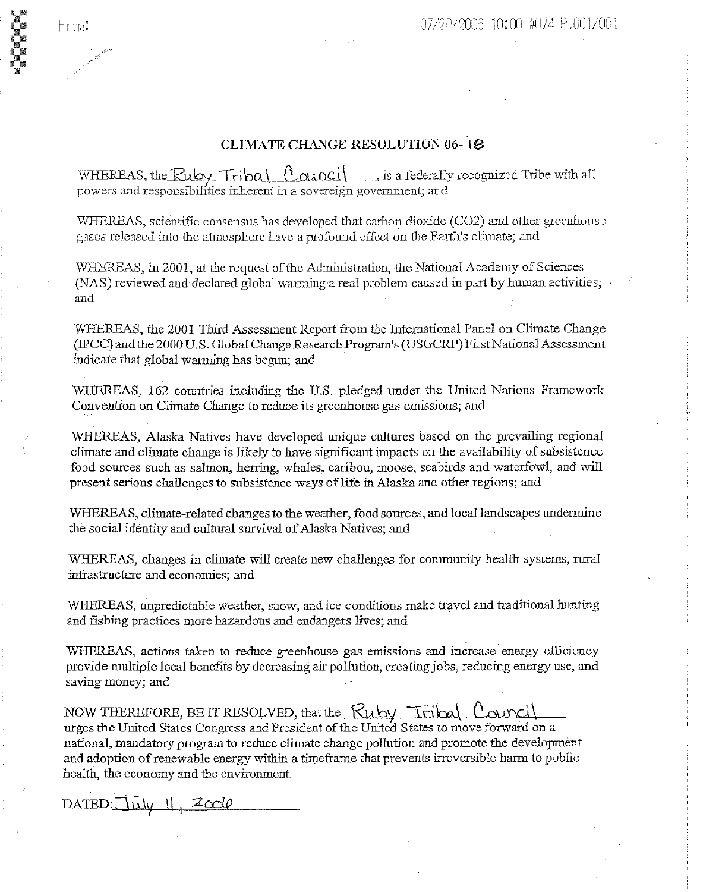## CLIMATE CHANGE RESOLUTION 06- 18

WHEREAS, the Ruby Tribal Council, is a federally recognized Tribe with all powers and responsibilities inherent in a sovereign government; and

WHEREAS, scientific consensus has developed that carbon dioxide ($CO_2$) and other greenhouse gases released into the atmosphere have a profound effect on the Earth's climate; and

WHEREAS, in 2001, at the request of the Administration, the National Academy of Sciences (NAS) reviewed and declared global warming a real problem caused in part by human activities; and

WHEREAS, the 2001 Third Assessment Report from the International Panel on Climate Change (IPCC) and the 2000 U.S. Global Change Research Program's (USGCRP) First National Assessment indicate that global warming has begun; and

WHEREAS, 162 countries including the U.S. pledged under the United Nations Framework Convention on Climate Change to reduce its greenhouse gas emissions; and

WHEREAS, Alaska Natives have developed unique cultures based on the prevailing regional climate and climate change is likely to have significant impacts on the availability of subsistence food sources such as salmon, herring, whales, caribou, moose, seabirds and waterfowl, and will present serious challenges to subsistence ways of life in Alaska and other regions; and

WHEREAS, climate-related changes to the weather, food sources, and local landscapes undermine the social identity and cultural survival of Alaska Natives; and

WHEREAS, changes in climate will create new challenges for community health systems, rural infrastructure and economies; and

WHEREAS, unpredictable weather, snow, and ice conditions make travel and traditional hunting and fishing practices more hazardous and endangers lives; and

WHEREAS, actions taken to reduce greenhouse gas emissions and increase energy efficiency provide multiple local benefits by decreasing air pollution, creating jobs, reducing energy use, and saving money; and

NOW THEREFORE, BE IT RESOLVED, that the Ruby Tribal Council urges the United States Congress and President of the United States to move forward on a national, mandatory program to reduce climate change pollution and promote the development and adoption of renewable energy within a timeframe that prevents irreversible harm to public health, the economy and the environment.

DATED: July 11, 2006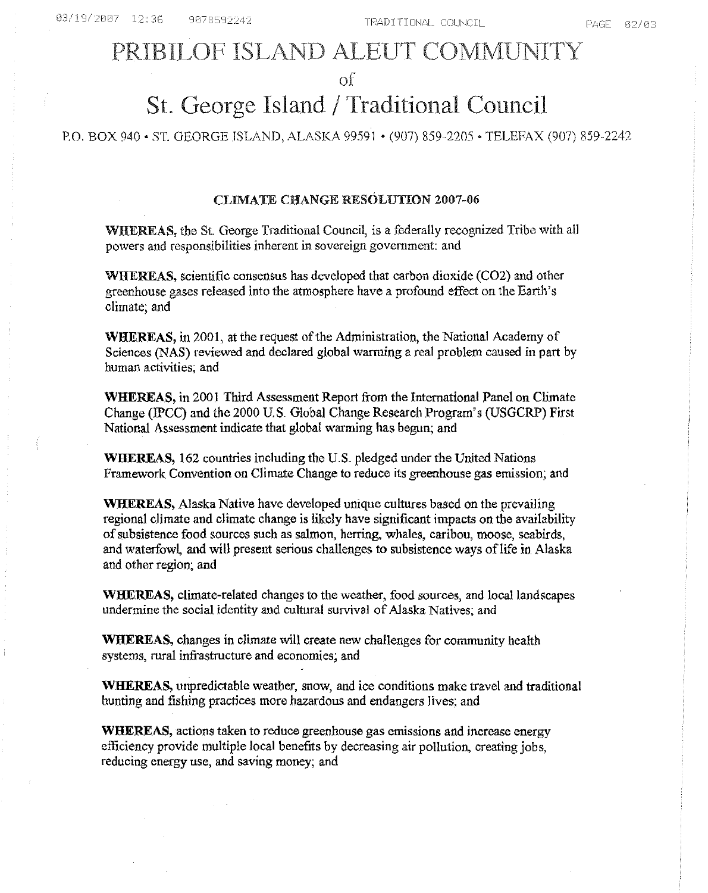# PRIBILOF ISLAND ALEUT COMMUNITY

of

# St. George Island / Traditional Council

P.O. BOX 940 • ST. GEORGE ISLAND, ALASKA 99591 • (907) 859-2205 • TELEFAX (907) 859-2242

**CLIMATE CHANGE RESOLUTION 2007-06**

**WHEREAS,** the St. George Traditional Council, is a federally recognized Tribe with all powers and responsibilities inherent in sovereign government: and

**WHEREAS,** scientific consensus has developed that carbon dioxide ($CO_2$) and other greenhouse gases released into the atmosphere have a profound effect on the Earth's climate; and

**WHEREAS,** in 2001, at the request of the Administration, the National Academy of Sciences (NAS) reviewed and declared global warming a real problem caused in part by human activities; and

**WHEREAS,** in 2001 Third Assessment Report from the International Panel on Climate Change (IPCC) and the 2000 U.S. Global Change Research Program's (USGCRP) First National Assessment indicate that global warming has begun; and

**WHEREAS,** 162 countries including the U.S. pledged under the United Nations Framework Convention on Climate Change to reduce its greenhouse gas emission; and

**WHEREAS,** Alaska Native have developed unique cultures based on the prevailing regional climate and climate change is likely have significant impacts on the availability of subsistence food sources such as salmon, herring, whales, caribou, moose, seabirds, and waterfowl, and will present serious challenges to subsistence ways of life in Alaska and other region; and

**WHEREAS,** climate-related changes to the weather, food sources, and local landscapes undermine the social identity and cultural survival of Alaska Natives; and

**WHEREAS,** changes in climate will create new challenges for community health systems, rural infrastructure and economies; and

**WHEREAS,** unpredictable weather, snow, and ice conditions make travel and traditional hunting and fishing practices more hazardous and endangers lives; and

**WHEREAS,** actions taken to reduce greenhouse gas emissions and increase energy efficiency provide multiple local benefits by decreasing air pollution, creating jobs, reducing energy use, and saving money; and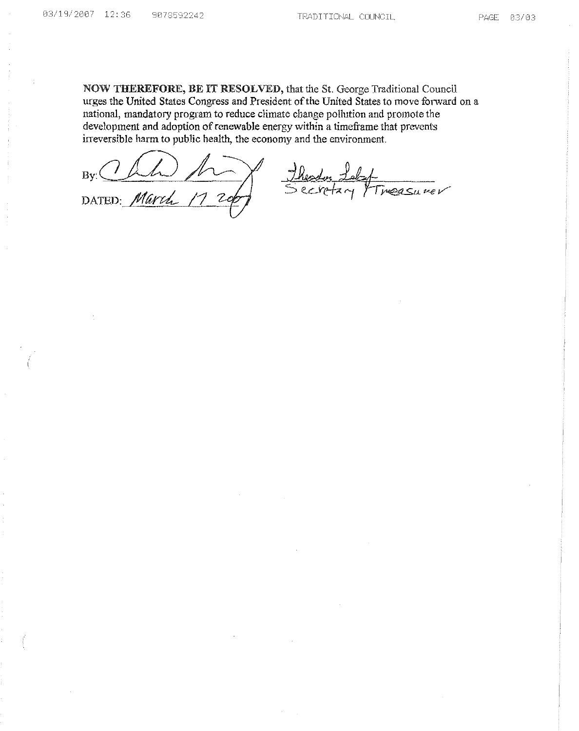**NOW THEREFORE, BE IT RESOLVED,** that the St. George Traditional Council urges the United States Congress and President of the United States to move forward on a national, mandatory program to reduce climate change pollution and promote the development and adoption of renewable energy within a timeframe that prevents irreversible harm to public health, the economy and the environment.

By: ______________________

DATED: March 17 2007

Secretary / Treasurer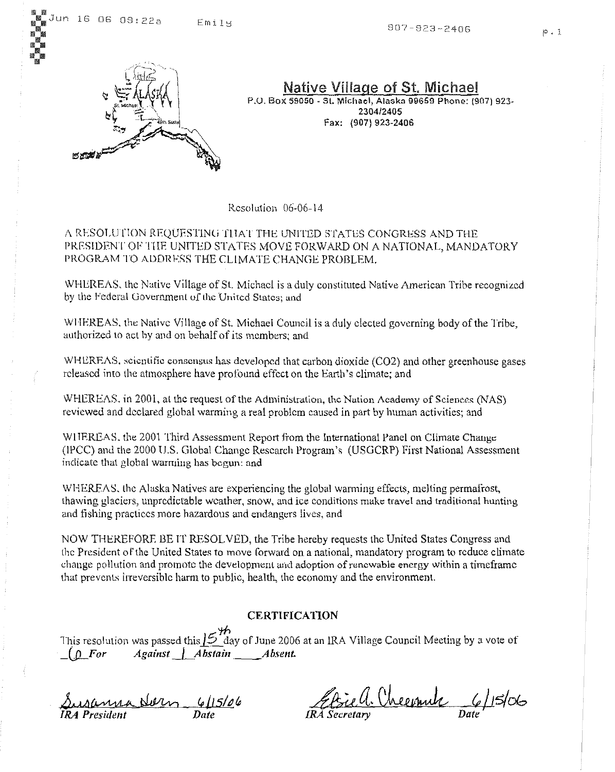## Native Village of St. Michael

P.O. Box 59050 - St. Michael, Alaska 99659 Phone: (907) 923-2304/2405
Fax: (907) 923-2406

Resolution 06-06-14

A RESOLUTION REQUESTING THAT THE UNITED STATES CONGRESS AND THE PRESIDENT OF THE UNITED STATES MOVE FORWARD ON A NATIONAL, MANDATORY PROGRAM TO ADDRESS THE CLIMATE CHANGE PROBLEM.

WHEREAS, the Native Village of St. Michael is a duly constituted Native American Tribe recognized by the Federal Government of the United States; and

WHEREAS, the Native Village of St. Michael Council is a duly elected governing body of the Tribe, authorized to act by and on behalf of its members; and

WHEREAS, scientific consensus has developed that carbon dioxide ($CO_2$) and other greenhouse gases released into the atmosphere have profound effect on the Earth's climate; and

WHEREAS, in 2001, at the request of the Administration, the Nation Academy of Sciences (NAS) reviewed and declared global warming a real problem caused in part by human activities; and

WHEREAS, the 2001 Third Assessment Report from the International Panel on Climate Change (IPCC) and the 2000 U.S. Global Change Research Program's (USGCRP) First National Assessment indicate that global warming has begun; and

WHEREAS, the Alaska Natives are experiencing the global warming effects, melting permafrost, thawing glaciers, unpredictable weather, snow, and ice conditions make travel and traditional hunting and fishing practices more hazardous and endangers lives, and

NOW THEREFORE BE IT RESOLVED, the Tribe hereby requests the United States Congress and the President of the United States to move forward on a national, mandatory program to reduce climate change pollution and promote the development and adoption of renewable energy within a timeframe that prevents irreversible harm to public, health, the economy and the environment.

### CERTIFICATION

This resolution was passed this 15th day of June 2006 at an IRA Village Council Meeting by a vote of _0_ *For* ___ *Against* _1_ *Abstain* ___ *Absent.*

Susanna Hern 6/15/06
*IRA President* *Date*

Elsie A. Cheemuk 6/15/06
*IRA Secretary* *Date*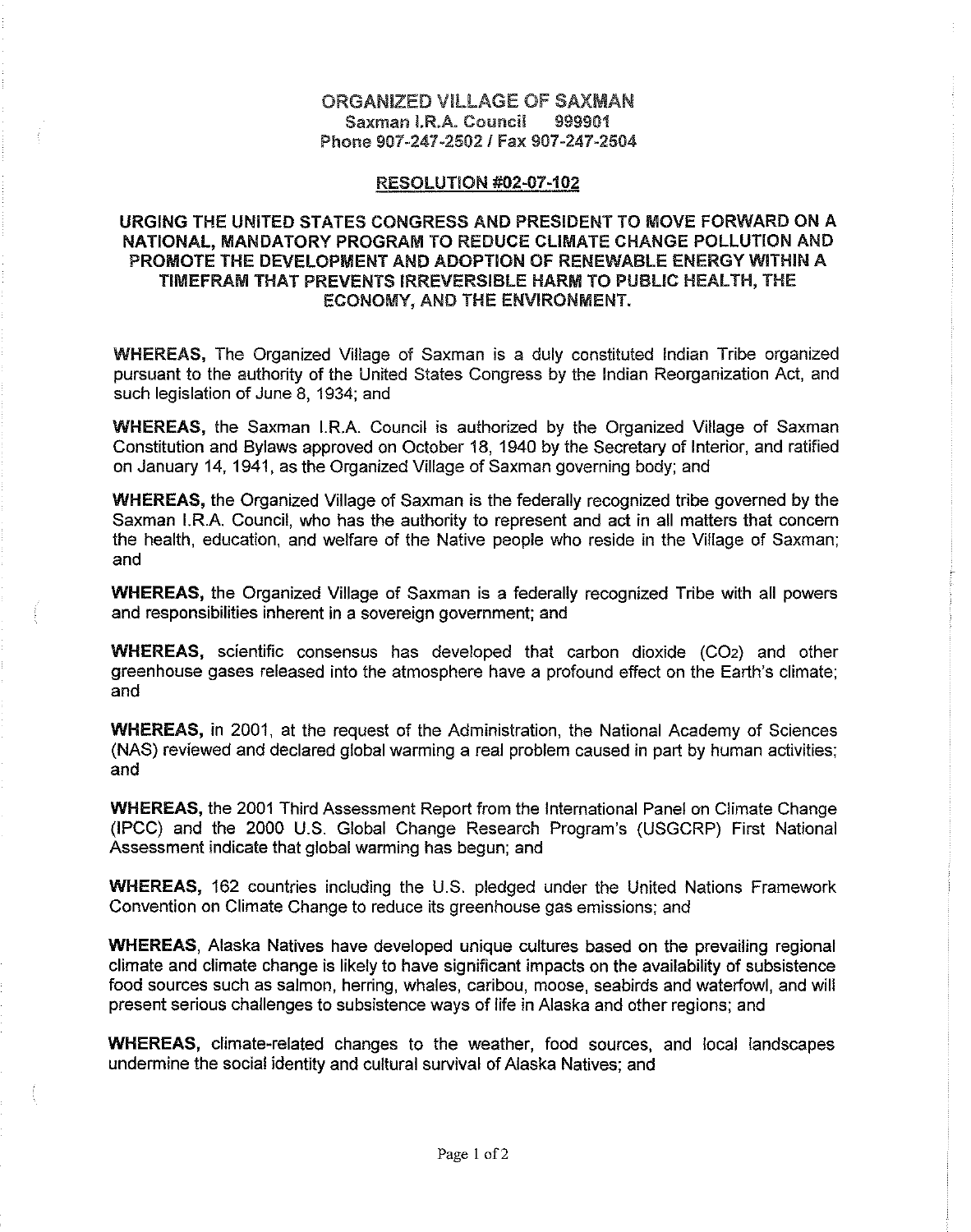**ORGANIZED VILLAGE OF SAXMAN**
**Saxman I.R.A. Council 999901**
**Phone 907-247-2502 / Fax 907-247-2504**

## RESOLUTION #02-07-102

## URGING THE UNITED STATES CONGRESS AND PRESIDENT TO MOVE FORWARD ON A NATIONAL, MANDATORY PROGRAM TO REDUCE CLIMATE CHANGE POLLUTION AND PROMOTE THE DEVELOPMENT AND ADOPTION OF RENEWABLE ENERGY WITHIN A TIMEFRAM THAT PREVENTS IRREVERSIBLE HARM TO PUBLIC HEALTH, THE ECONOMY, AND THE ENVIRONMENT.

**WHEREAS,** The Organized Village of Saxman is a duly constituted Indian Tribe organized pursuant to the authority of the United States Congress by the Indian Reorganization Act, and such legislation of June 8, 1934; and

**WHEREAS,** the Saxman I.R.A. Council is authorized by the Organized Village of Saxman Constitution and Bylaws approved on October 18, 1940 by the Secretary of Interior, and ratified on January 14, 1941, as the Organized Village of Saxman governing body; and

**WHEREAS,** the Organized Village of Saxman is the federally recognized tribe governed by the Saxman I.R.A. Council, who has the authority to represent and act in all matters that concern the health, education, and welfare of the Native people who reside in the Village of Saxman; and

**WHEREAS,** the Organized Village of Saxman is a federally recognized Tribe with all powers and responsibilities inherent in a sovereign government; and

**WHEREAS,** scientific consensus has developed that carbon dioxide ($CO_2$) and other greenhouse gases released into the atmosphere have a profound effect on the Earth's climate; and

**WHEREAS,** in 2001, at the request of the Administration, the National Academy of Sciences (NAS) reviewed and declared global warming a real problem caused in part by human activities; and

**WHEREAS,** the 2001 Third Assessment Report from the International Panel on Climate Change (IPCC) and the 2000 U.S. Global Change Research Program's (USGCRP) First National Assessment indicate that global warming has begun; and

**WHEREAS,** 162 countries including the U.S. pledged under the United Nations Framework Convention on Climate Change to reduce its greenhouse gas emissions; and

**WHEREAS**, Alaska Natives have developed unique cultures based on the prevailing regional climate and climate change is likely to have significant impacts on the availability of subsistence food sources such as salmon, herring, whales, caribou, moose, seabirds and waterfowl, and will present serious challenges to subsistence ways of life in Alaska and other regions; and

**WHEREAS,** climate-related changes to the weather, food sources, and local landscapes undermine the social identity and cultural survival of Alaska Natives; and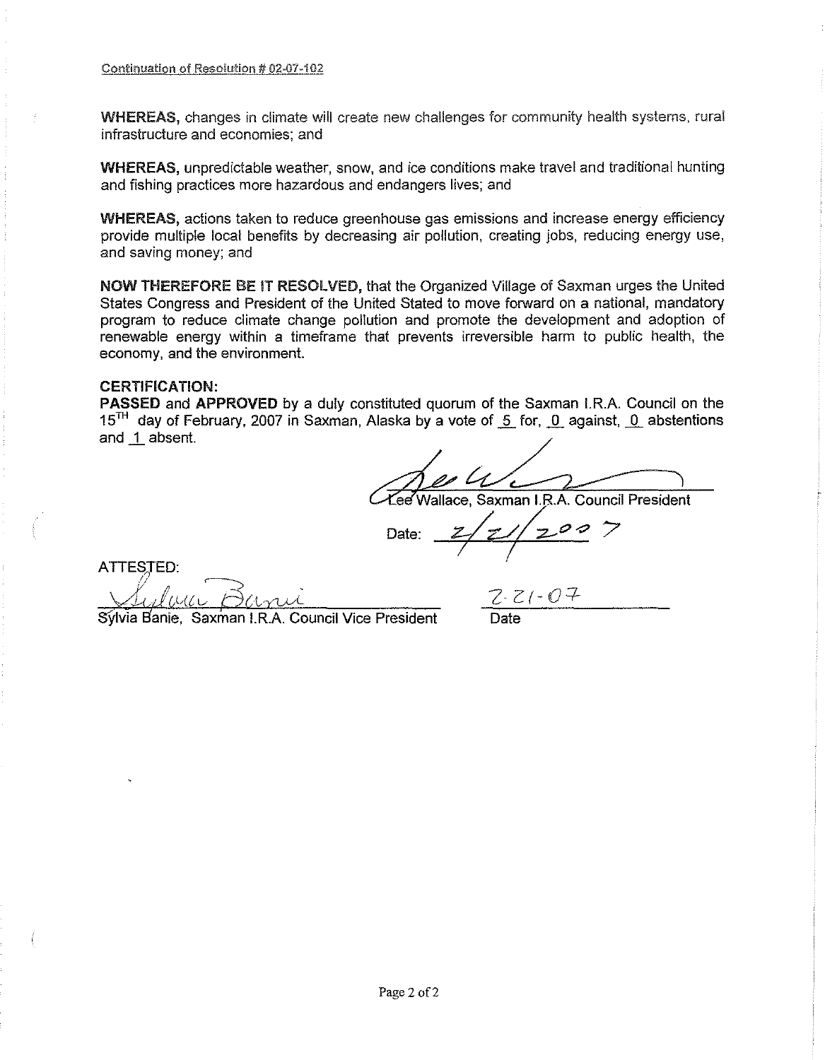Continuation of Resolution # 02-07-102

**WHEREAS,** changes in climate will create new challenges for community health systems, rural infrastructure and economies; and

**WHEREAS,** unpredictable weather, snow, and ice conditions make travel and traditional hunting and fishing practices more hazardous and endangers lives; and

**WHEREAS,** actions taken to reduce greenhouse gas emissions and increase energy efficiency provide multiple local benefits by decreasing air pollution, creating jobs, reducing energy use, and saving money; and

**NOW THEREFORE BE IT RESOLVED,** that the Organized Village of Saxman urges the United States Congress and President of the United Stated to move forward on a national, mandatory program to reduce climate change pollution and promote the development and adoption of renewable energy within a timeframe that prevents irreversible harm to public health, the economy, and the environment.

**CERTIFICATION:**

**PASSED** and **APPROVED** by a duly constituted quorum of the Saxman I.R.A. Council on the 15TH day of February, 2007 in Saxman, Alaska by a vote of _5_ for, _0_ against, _0_ abstentions and _1_ absent.

Lee Wallace, Saxman I.R.A. Council President

Date: 2/21/2007

ATTESTED:

Sylvia Banie, Saxman I.R.A. Council Vice President

2-21-07
Date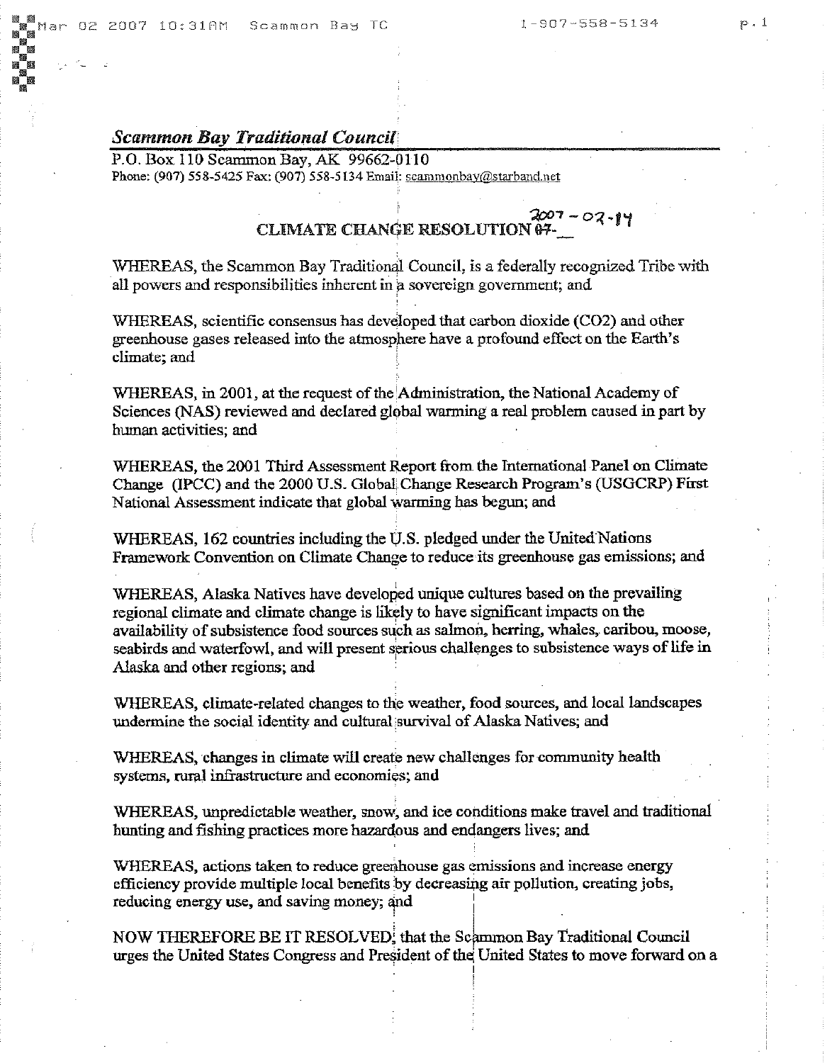***Scammon Bay Traditional Council***

P.O. Box 110 Scammon Bay, AK 99662-0110
Phone: (907) 558-5425 Fax: (907) 558-5134 Email: scammonbay@starband.net

## CLIMATE CHANGE RESOLUTION ~~07~~-2007-02-14

WHEREAS, the Scammon Bay Traditional Council, is a federally recognized Tribe with all powers and responsibilities inherent in a sovereign government; and

WHEREAS, scientific consensus has developed that carbon dioxide ($CO_2$) and other greenhouse gases released into the atmosphere have a profound effect on the Earth's climate; and

WHEREAS, in 2001, at the request of the Administration, the National Academy of Sciences (NAS) reviewed and declared global warming a real problem caused in part by human activities; and

WHEREAS, the 2001 Third Assessment Report from the International Panel on Climate Change (IPCC) and the 2000 U.S. Global Change Research Program's (USGCRP) First National Assessment indicate that global warming has begun; and

WHEREAS, 162 countries including the U.S. pledged under the United Nations Framework Convention on Climate Change to reduce its greenhouse gas emissions; and

WHEREAS, Alaska Natives have developed unique cultures based on the prevailing regional climate and climate change is likely to have significant impacts on the availability of subsistence food sources such as salmon, herring, whales, caribou, moose, seabirds and waterfowl, and will present serious challenges to subsistence ways of life in Alaska and other regions; and

WHEREAS, climate-related changes to the weather, food sources, and local landscapes undermine the social identity and cultural survival of Alaska Natives; and

WHEREAS, changes in climate will create new challenges for community health systems, rural infrastructure and economies; and

WHEREAS, unpredictable weather, snow, and ice conditions make travel and traditional hunting and fishing practices more hazardous and endangers lives; and

WHEREAS, actions taken to reduce greenhouse gas emissions and increase energy efficiency provide multiple local benefits by decreasing air pollution, creating jobs, reducing energy use, and saving money; and

NOW THEREFORE BE IT RESOLVED, that the Scammon Bay Traditional Council urges the United States Congress and President of the United States to move forward on a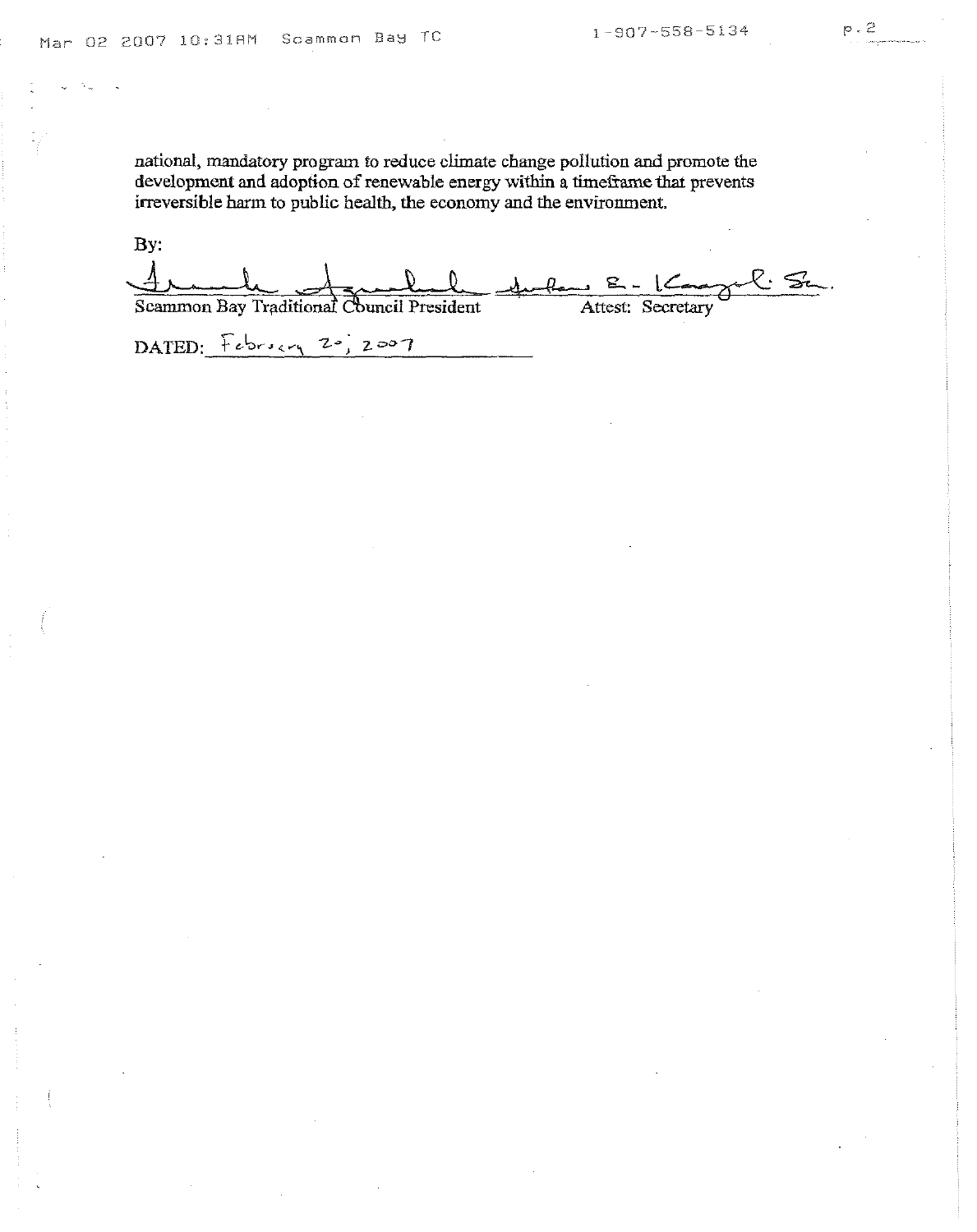national, mandatory program to reduce climate change pollution and promote the development and adoption of renewable energy within a timeframe that prevents irreversible harm to public health, the economy and the environment.

By:

Scammon Bay Traditional Council President    Attest: Secretary

DATED: February 20, 2007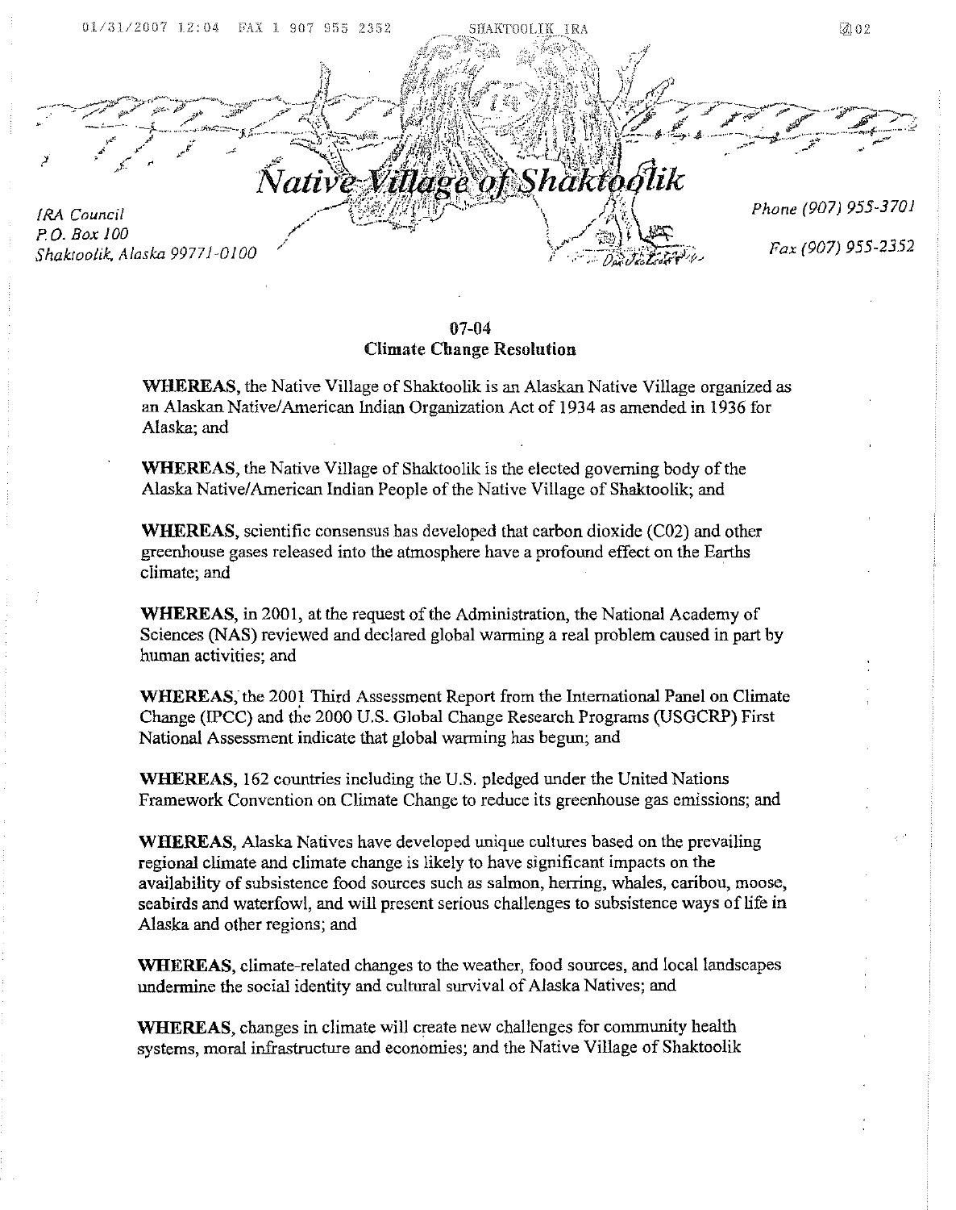# Native Village of Shaktoolik

*IRA Council*
*P.O. Box 100*
*Shaktoolik, Alaska 99771-0100*

*Phone (907) 955-3701*

*Fax (907) 955-2352*

## 07-04
## Climate Change Resolution

**WHEREAS**, the Native Village of Shaktoolik is an Alaskan Native Village organized as an Alaskan Native/American Indian Organization Act of 1934 as amended in 1936 for Alaska; and

**WHEREAS**, the Native Village of Shaktoolik is the elected governing body of the Alaska Native/American Indian People of the Native Village of Shaktoolik; and

**WHEREAS**, scientific consensus has developed that carbon dioxide (C02) and other greenhouse gases released into the atmosphere have a profound effect on the Earths climate; and

**WHEREAS**, in 2001, at the request of the Administration, the National Academy of Sciences (NAS) reviewed and declared global warming a real problem caused in part by human activities; and

**WHEREAS**, the 2001 Third Assessment Report from the International Panel on Climate Change (IPCC) and the 2000 U.S. Global Change Research Programs (USGCRP) First National Assessment indicate that global warming has begun; and

**WHEREAS**, 162 countries including the U.S. pledged under the United Nations Framework Convention on Climate Change to reduce its greenhouse gas emissions; and

**WHEREAS**, Alaska Natives have developed unique cultures based on the prevailing regional climate and climate change is likely to have significant impacts on the availability of subsistence food sources such as salmon, herring, whales, caribou, moose, seabirds and waterfowl, and will present serious challenges to subsistence ways of life in Alaska and other regions; and

**WHEREAS**, climate-related changes to the weather, food sources, and local landscapes undermine the social identity and cultural survival of Alaska Natives; and

**WHEREAS**, changes in climate will create new challenges for community health systems, moral infrastructure and economies; and the Native Village of Shaktoolik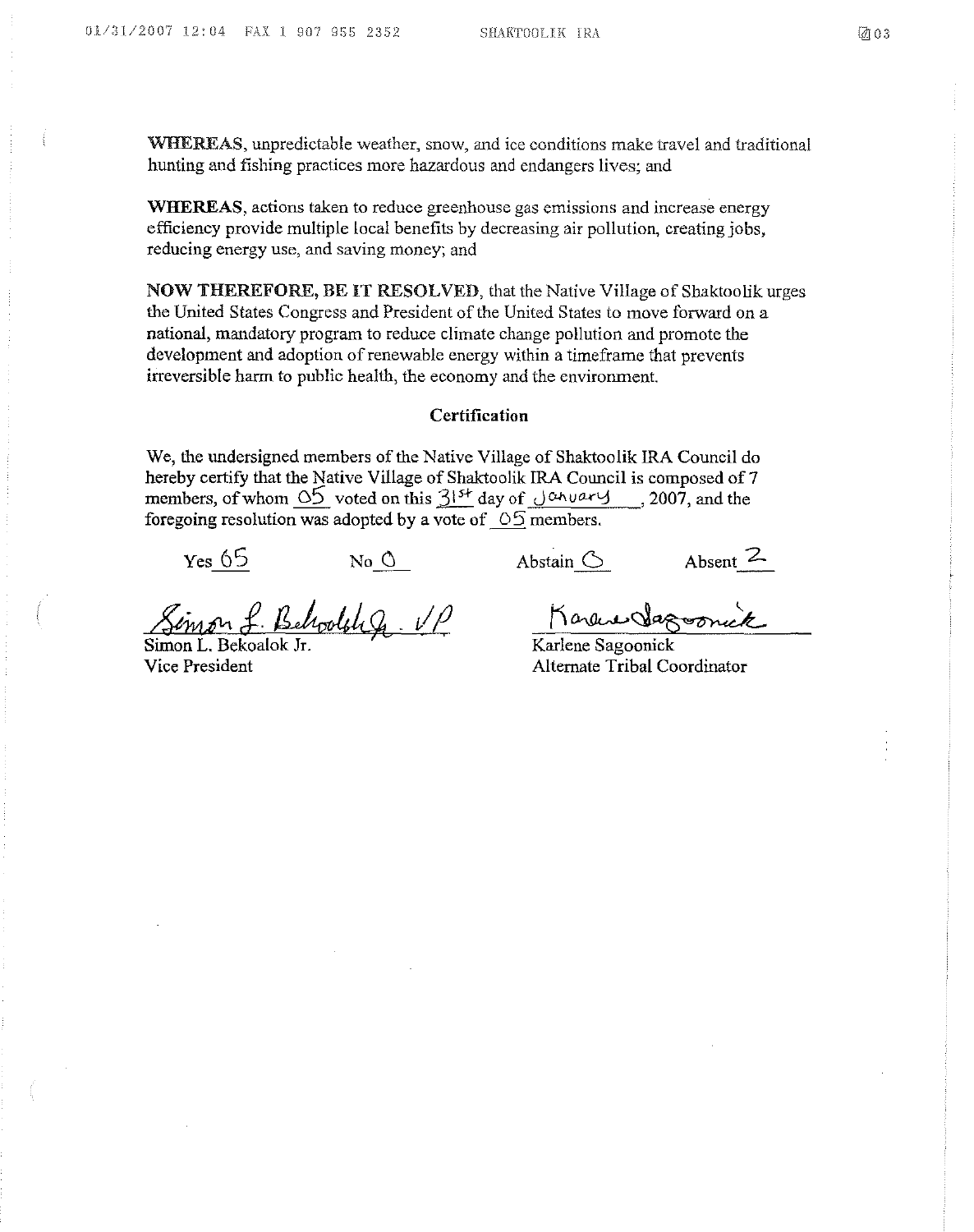**WHEREAS**, unpredictable weather, snow, and ice conditions make travel and traditional hunting and fishing practices more hazardous and endangers lives; and

**WHEREAS**, actions taken to reduce greenhouse gas emissions and increase energy efficiency provide multiple local benefits by decreasing air pollution, creating jobs, reducing energy use, and saving money; and

**NOW THEREFORE, BE IT RESOLVED**, that the Native Village of Shaktoolik urges the United States Congress and President of the United States to move forward on a national, mandatory program to reduce climate change pollution and promote the development and adoption of renewable energy within a timeframe that prevents irreversible harm to public health, the economy and the environment.

**Certification**

We, the undersigned members of the Native Village of Shaktoolik IRA Council do hereby certify that the Native Village of Shaktoolik IRA Council is composed of 7 members, of whom 05 voted on this 31st day of January, 2007, and the foregoing resolution was adopted by a vote of 05 members.

Yes 05 No 0 Abstain 0 Absent 2

Simon L. Bekoalok Jr. VP
Simon L. Bekoalok Jr.
Vice President

Karlene Sagoonick
Karlene Sagoonick
Alternate Tribal Coordinator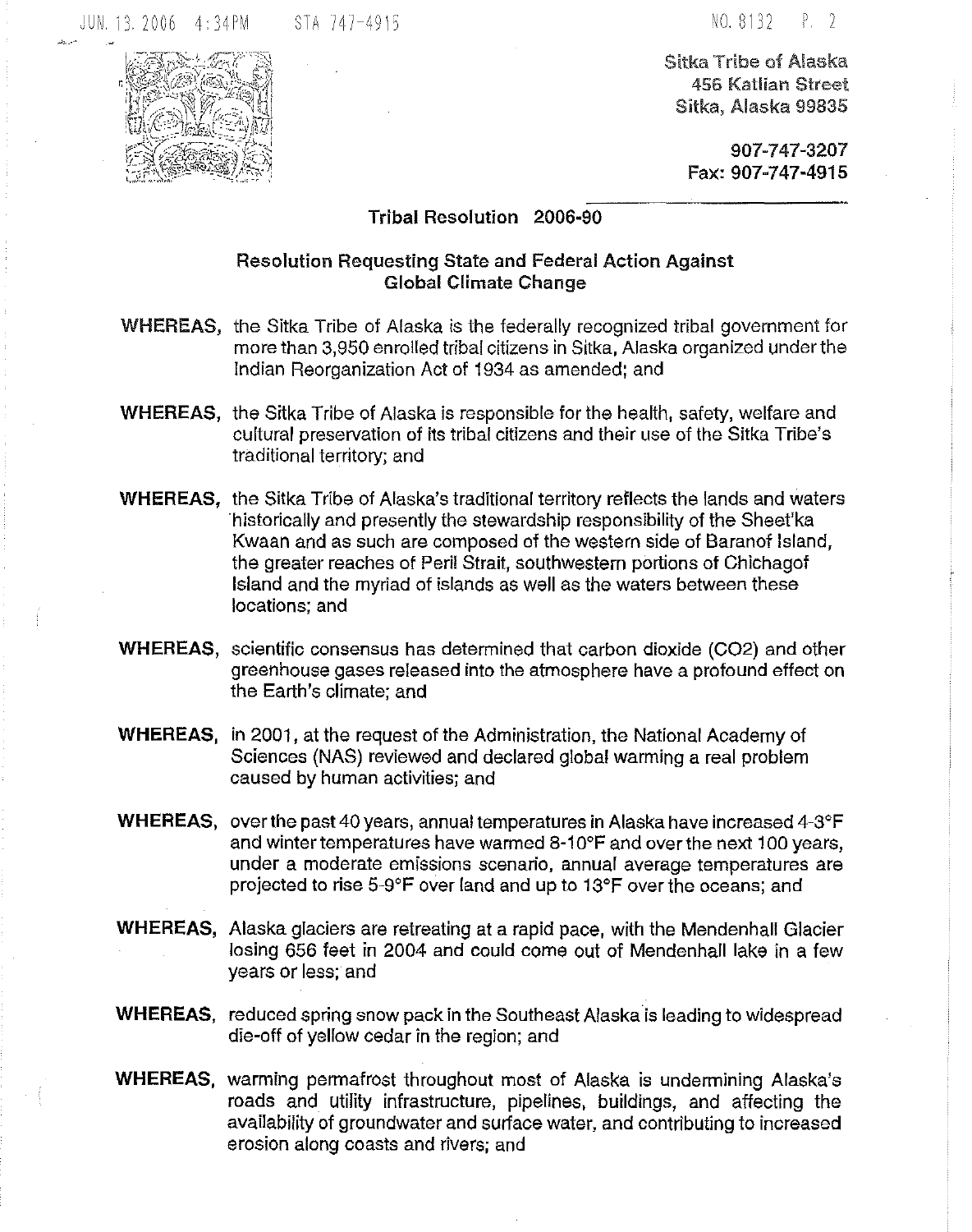Sitka Tribe of Alaska
456 Katlian Street
Sitka, Alaska 99835

907-747-3207
Fax: 907-747-4915

## Tribal Resolution 2006-90

### Resolution Requesting State and Federal Action Against Global Climate Change

**WHEREAS,** the Sitka Tribe of Alaska is the federally recognized tribal government for more than 3,950 enrolled tribal citizens in Sitka, Alaska organized under the Indian Reorganization Act of 1934 as amended; and

**WHEREAS,** the Sitka Tribe of Alaska is responsible for the health, safety, welfare and cultural preservation of its tribal citizens and their use of the Sitka Tribe's traditional territory; and

**WHEREAS,** the Sitka Tribe of Alaska's traditional territory reflects the lands and waters historically and presently the stewardship responsibility of the Sheet'ka Kwaan and as such are composed of the western side of Baranof Island, the greater reaches of Peril Strait, southwestern portions of Chichagof Island and the myriad of islands as well as the waters between these locations; and

**WHEREAS,** scientific consensus has determined that carbon dioxide ($CO_2$) and other greenhouse gases released into the atmosphere have a profound effect on the Earth's climate; and

**WHEREAS,** in 2001, at the request of the Administration, the National Academy of Sciences (NAS) reviewed and declared global warming a real problem caused by human activities; and

**WHEREAS,** over the past 40 years, annual temperatures in Alaska have increased 4-3°F and winter temperatures have warmed 8-10°F and over the next 100 years, under a moderate emissions scenario, annual average temperatures are projected to rise 5-9°F over land and up to 13°F over the oceans; and

**WHEREAS,** Alaska glaciers are retreating at a rapid pace, with the Mendenhall Glacier losing 656 feet in 2004 and could come out of Mendenhall lake in a few years or less; and

**WHEREAS,** reduced spring snow pack in the Southeast Alaska is leading to widespread die-off of yellow cedar in the region; and

**WHEREAS,** warming permafrost throughout most of Alaska is undermining Alaska's roads and utility infrastructure, pipelines, buildings, and affecting the availability of groundwater and surface water, and contributing to increased erosion along coasts and rivers; and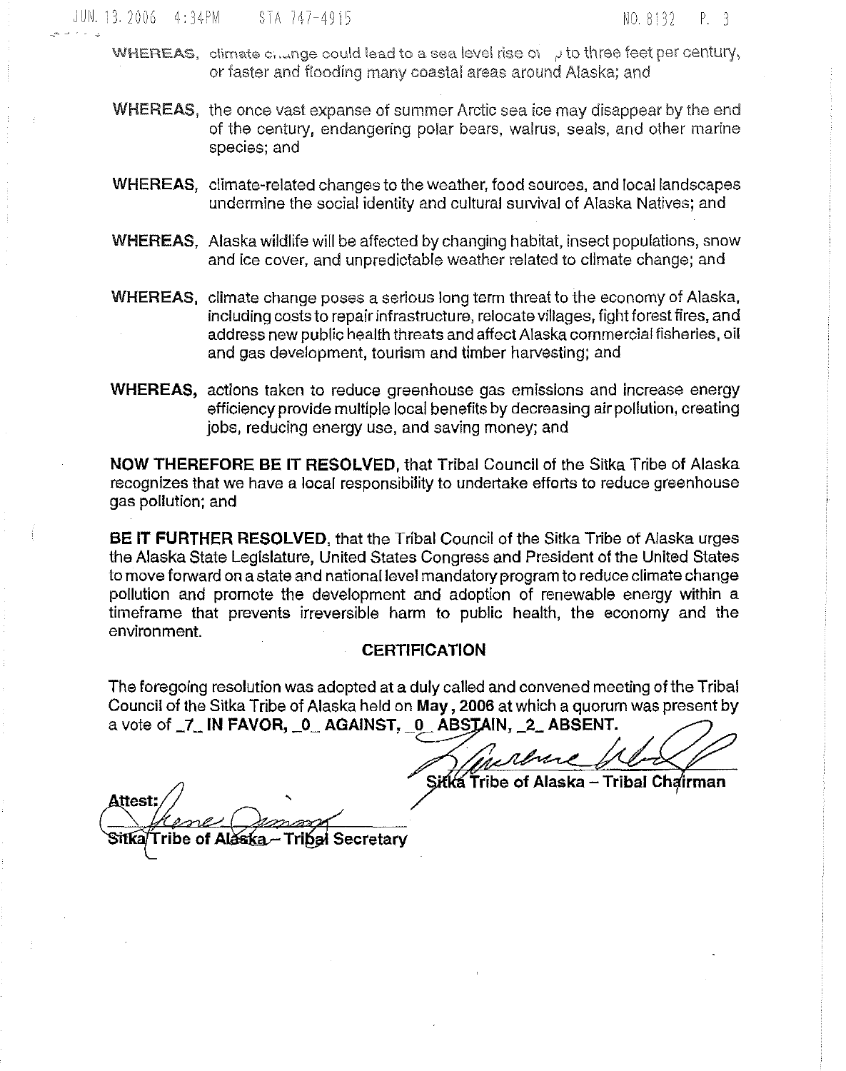**WHEREAS**, climate change could lead to a sea level rise of up to three feet per century, or faster and flooding many coastal areas around Alaska; and

**WHEREAS**, the once vast expanse of summer Arctic sea ice may disappear by the end of the century, endangering polar bears, walrus, seals, and other marine species; and

**WHEREAS**, climate-related changes to the weather, food sources, and local landscapes undermine the social identity and cultural survival of Alaska Natives; and

**WHEREAS**, Alaska wildlife will be affected by changing habitat, insect populations, snow and ice cover, and unpredictable weather related to climate change; and

**WHEREAS**, climate change poses a serious long term threat to the economy of Alaska, including costs to repair infrastructure, relocate villages, fight forest fires, and address new public health threats and affect Alaska commercial fisheries, oil and gas development, tourism and timber harvesting; and

**WHEREAS**, actions taken to reduce greenhouse gas emissions and increase energy efficiency provide multiple local benefits by decreasing air pollution, creating jobs, reducing energy use, and saving money; and

**NOW THEREFORE BE IT RESOLVED**, that Tribal Council of the Sitka Tribe of Alaska recognizes that we have a local responsibility to undertake efforts to reduce greenhouse gas pollution; and

**BE IT FURTHER RESOLVED**, that the Tribal Council of the Sitka Tribe of Alaska urges the Alaska State Legislature, United States Congress and President of the United States to move forward on a state and national level mandatory program to reduce climate change pollution and promote the development and adoption of renewable energy within a timeframe that prevents irreversible harm to public health, the economy and the environment.

**CERTIFICATION**

The foregoing resolution was adopted at a duly called and convened meeting of the Tribal Council of the Sitka Tribe of Alaska held on **May, 2006** at which a quorum was present by a vote of **_7_ IN FAVOR, _0_ AGAINST, _0_ ABSTAIN, _2_ ABSENT.**

**Sitka Tribe of Alaska – Tribal Chairman**

**Attest:**

**Sitka Tribe of Alaska – Tribal Secretary**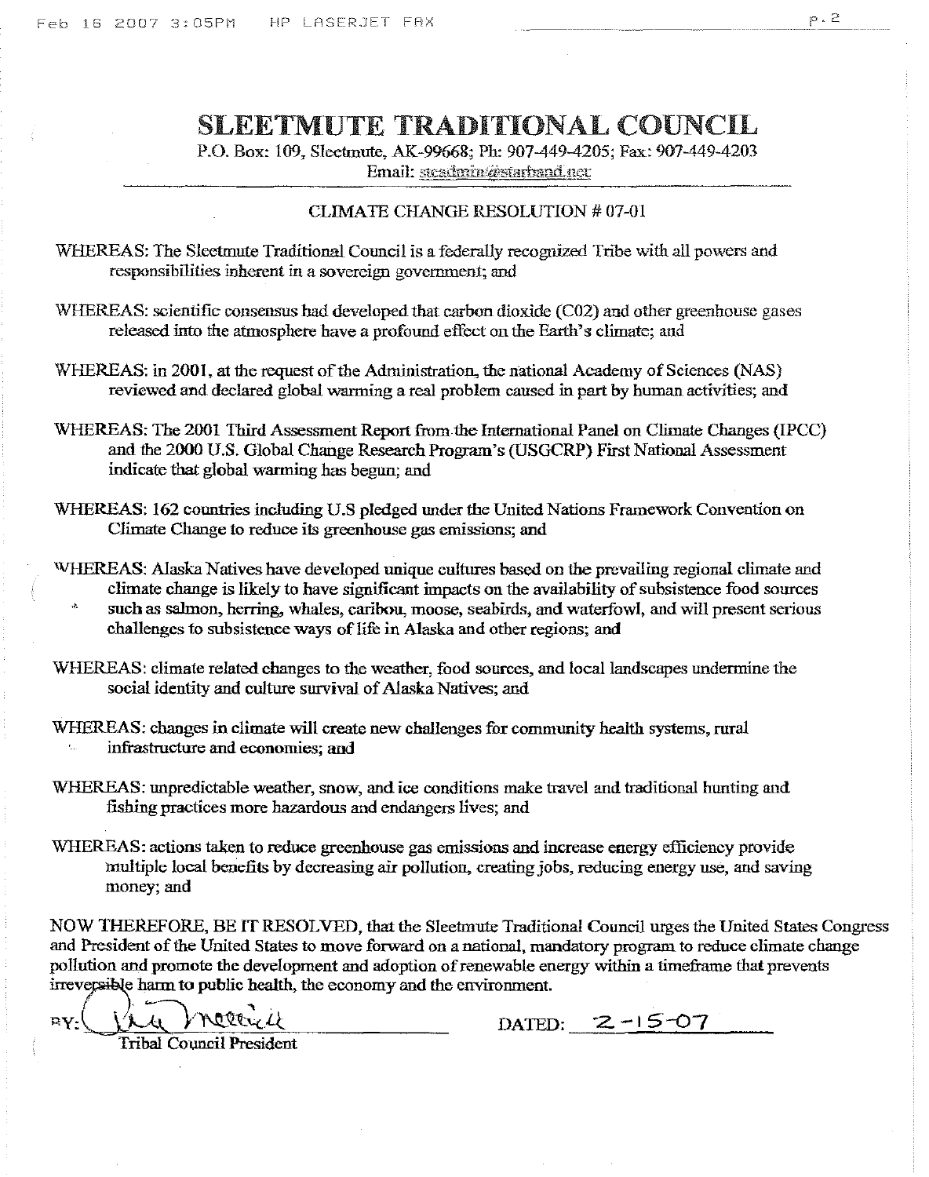# SLEETMUTE TRADITIONAL COUNCIL

P.O. Box: 109, Sleetmute, AK-99668; Ph: 907-449-4205; Fax: 907-449-4203
Email: steadmin@starband.net

CLIMATE CHANGE RESOLUTION # 07-01

WHEREAS: The Sleetmute Traditional Council is a federally recognized Tribe with all powers and responsibilities inherent in a sovereign government; and

WHEREAS: scientific consensus had developed that carbon dioxide (C02) and other greenhouse gases released into the atmosphere have a profound effect on the Earth's climate; and

WHEREAS: in 2001, at the request of the Administration, the national Academy of Sciences (NAS) reviewed and declared global warming a real problem caused in part by human activities; and

WHEREAS: The 2001 Third Assessment Report from the International Panel on Climate Changes (IPCC) and the 2000 U.S. Global Change Research Program's (USGCRP) First National Assessment indicate that global warming has begun; and

WHEREAS: 162 countries including U.S pledged under the United Nations Framework Convention on Climate Change to reduce its greenhouse gas emissions; and

WHEREAS: Alaska Natives have developed unique cultures based on the prevailing regional climate and climate change is likely to have significant impacts on the availability of subsistence food sources such as salmon, herring, whales, caribou, moose, seabirds, and waterfowl, and will present serious challenges to subsistence ways of life in Alaska and other regions; and

WHEREAS: climate related changes to the weather, food sources, and local landscapes undermine the social identity and culture survival of Alaska Natives; and

WHEREAS: changes in climate will create new challenges for community health systems, rural infrastructure and economies; and

WHEREAS: unpredictable weather, snow, and ice conditions make travel and traditional hunting and fishing practices more hazardous and endangers lives; and

WHEREAS: actions taken to reduce greenhouse gas emissions and increase energy efficiency provide multiple local benefits by decreasing air pollution, creating jobs, reducing energy use, and saving money; and

NOW THEREFORE, BE IT RESOLVED, that the Sleetmute Traditional Council urges the United States Congress and President of the United States to move forward on a national, mandatory program to reduce climate change pollution and promote the development and adoption of renewable energy within a timeframe that prevents irreversible harm to public health, the economy and the environment.

BY: ________________________ DATED: 2-15-07

Tribal Council President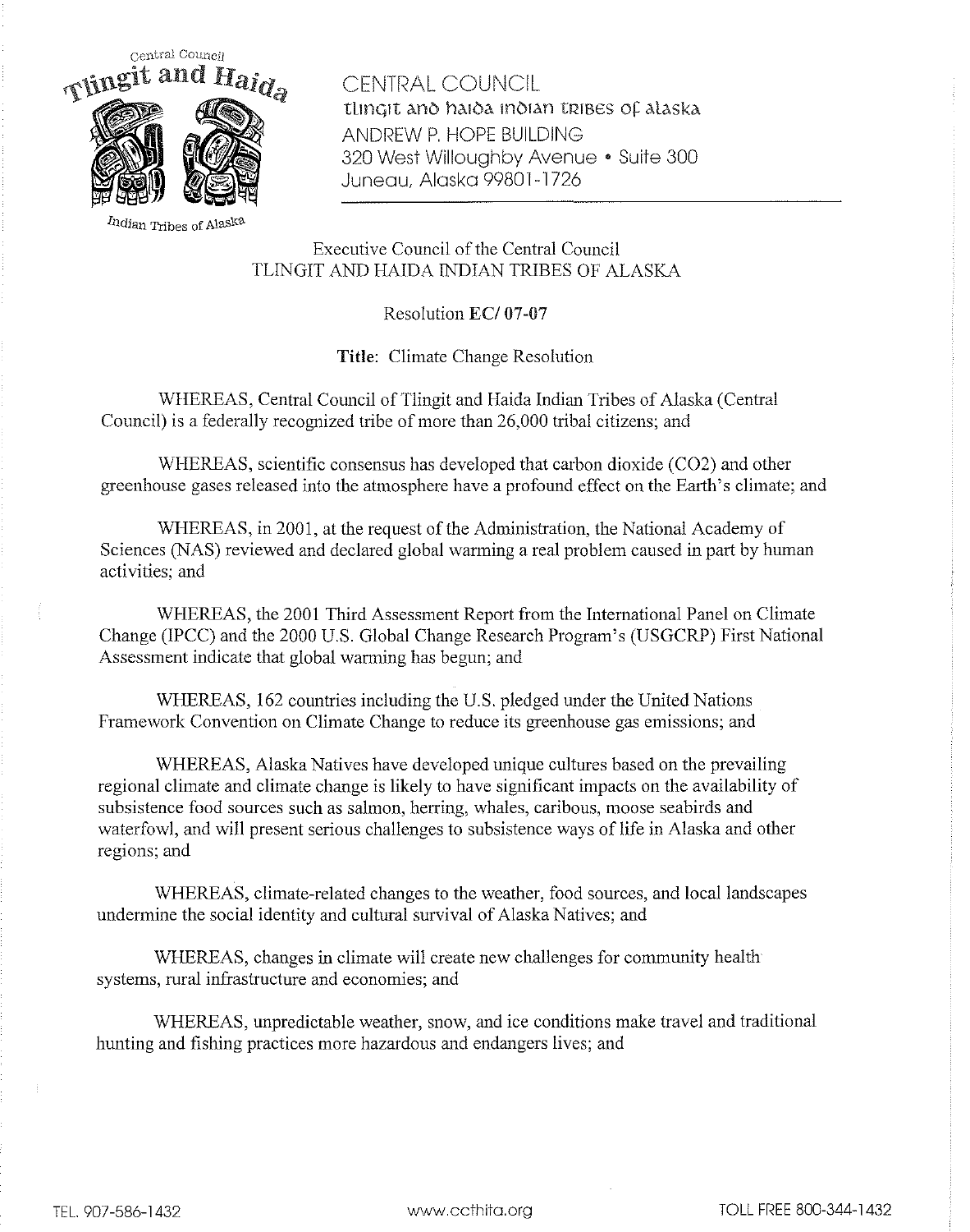Central Council Tlingit and Haida Indian Tribes of Alaska

CENTRAL COUNCIL
tlingit and haida indian tribes of alaska
ANDREW P. HOPE BUILDING
320 West Willoughby Avenue • Suite 300
Juneau, Alaska 99801-1726

Executive Council of the Central Council
TLINGIT AND HAIDA INDIAN TRIBES OF ALASKA

Resolution **EC/ 07-07**

**Title**: Climate Change Resolution

WHEREAS, Central Council of Tlingit and Haida Indian Tribes of Alaska (Central Council) is a federally recognized tribe of more than 26,000 tribal citizens; and

WHEREAS, scientific consensus has developed that carbon dioxide (CO2) and other greenhouse gases released into the atmosphere have a profound effect on the Earth's climate; and

WHEREAS, in 2001, at the request of the Administration, the National Academy of Sciences (NAS) reviewed and declared global warming a real problem caused in part by human activities; and

WHEREAS, the 2001 Third Assessment Report from the International Panel on Climate Change (IPCC) and the 2000 U.S. Global Change Research Program's (USGCRP) First National Assessment indicate that global warming has begun; and

WHEREAS, 162 countries including the U.S. pledged under the United Nations Framework Convention on Climate Change to reduce its greenhouse gas emissions; and

WHEREAS, Alaska Natives have developed unique cultures based on the prevailing regional climate and climate change is likely to have significant impacts on the availability of subsistence food sources such as salmon, herring, whales, caribous, moose seabirds and waterfowl, and will present serious challenges to subsistence ways of life in Alaska and other regions; and

WHEREAS, climate-related changes to the weather, food sources, and local landscapes undermine the social identity and cultural survival of Alaska Natives; and

WHEREAS, changes in climate will create new challenges for community health systems, rural infrastructure and economies; and

WHEREAS, unpredictable weather, snow, and ice conditions make travel and traditional hunting and fishing practices more hazardous and endangers lives; and

TEL. 907-586-1432 www.ccthita.org TOLL FREE 800-344-1432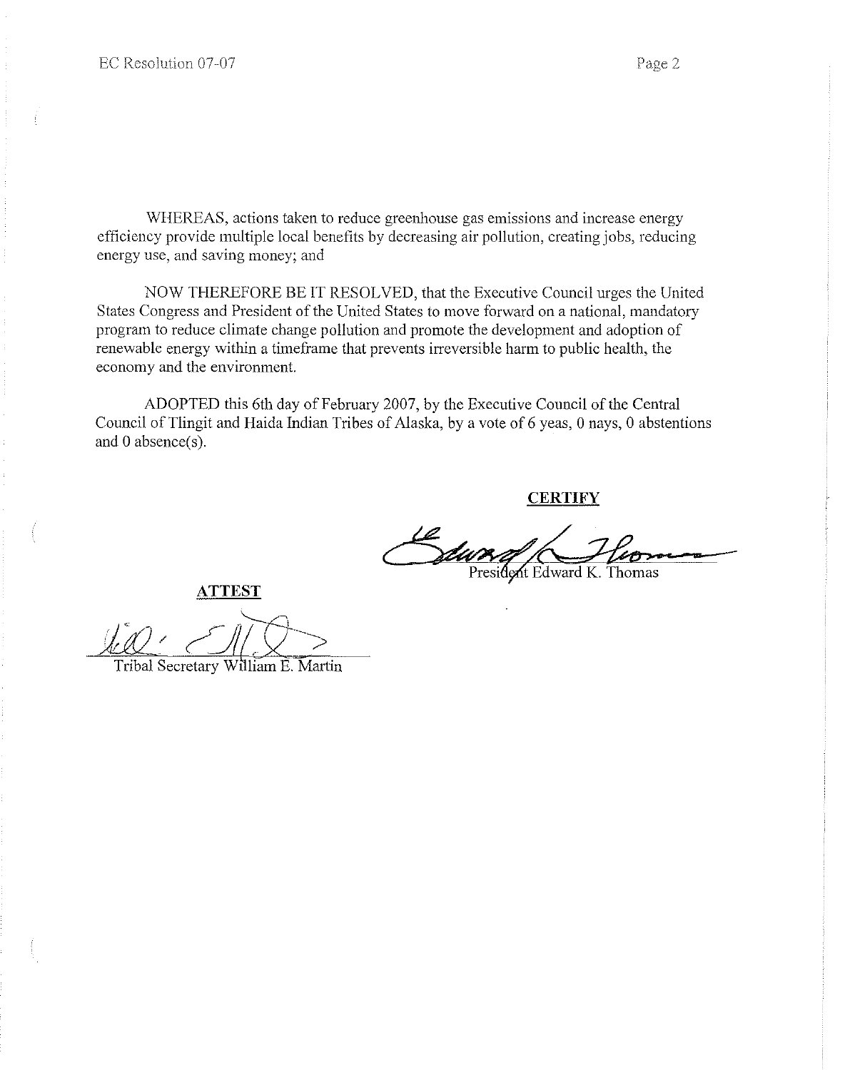WHEREAS, actions taken to reduce greenhouse gas emissions and increase energy efficiency provide multiple local benefits by decreasing air pollution, creating jobs, reducing energy use, and saving money; and

NOW THEREFORE BE IT RESOLVED, that the Executive Council urges the United States Congress and President of the United States to move forward on a national, mandatory program to reduce climate change pollution and promote the development and adoption of renewable energy within a timeframe that prevents irreversible harm to public health, the economy and the environment.

ADOPTED this 6th day of February 2007, by the Executive Council of the Central Council of Tlingit and Haida Indian Tribes of Alaska, by a vote of 6 yeas, 0 nays, 0 abstentions and 0 absence(s).

**CERTIFY**

President Edward K. Thomas

**ATTEST**

Tribal Secretary William E. Martin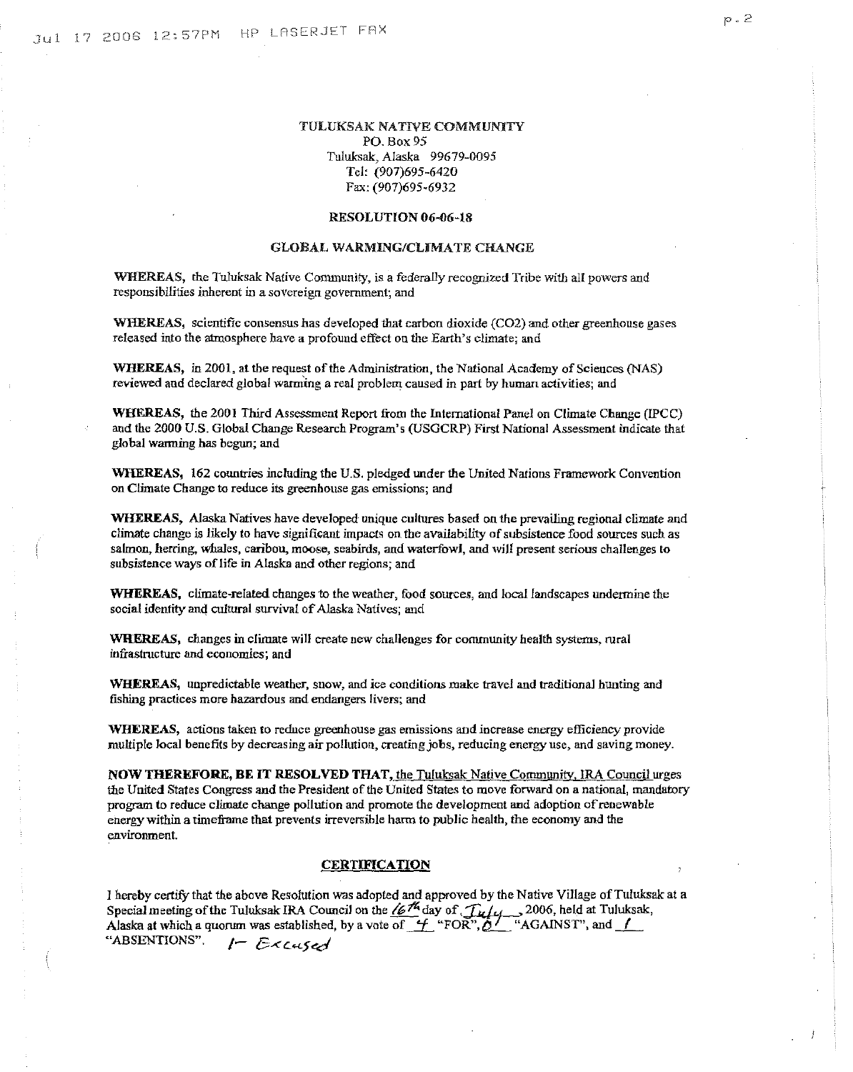TULUKSAK NATIVE COMMUNITY
PO. Box 95
Tuluksak, Alaska 99679-0095
Tel: (907)695-6420
Fax: (907)695-6932

**RESOLUTION 06-06-18**

**GLOBAL WARMING/CLIMATE CHANGE**

**WHEREAS,** the Tuluksak Native Community, is a federally recognized Tribe with all powers and responsibilities inherent in a sovereign government; and

**WHEREAS,** scientific consensus has developed that carbon dioxide ($CO_2$) and other greenhouse gases released into the atmosphere have a profound effect on the Earth's climate; and

**WHEREAS,** in 2001, at the request of the Administration, the National Academy of Sciences (NAS) reviewed and declared global warming a real problem caused in part by human activities; and

**WHEREAS,** the 2001 Third Assessment Report from the International Panel on Climate Change (IPCC) and the 2000 U.S. Global Change Research Program's (USGCRP) First National Assessment indicate that global warming has begun; and

**WHEREAS,** 162 countries including the U.S. pledged under the United Nations Framework Convention on Climate Change to reduce its greenhouse gas emissions; and

**WHEREAS,** Alaska Natives have developed unique cultures based on the prevailing regional climate and climate change is likely to have significant impacts on the availability of subsistence food sources such as salmon, herring, whales, caribou, moose, seabirds, and waterfowl, and will present serious challenges to subsistence ways of life in Alaska and other regions; and

**WHEREAS,** climate-related changes to the weather, food sources, and local landscapes undermine the social identity and cultural survival of Alaska Natives; and

**WHEREAS,** changes in climate will create new challenges for community health systems, rural infrastructure and economies; and

**WHEREAS,** unpredictable weather, snow, and ice conditions make travel and traditional hunting and fishing practices more hazardous and endangers livers; and

**WHEREAS,** actions taken to reduce greenhouse gas emissions and increase energy efficiency provide multiple local benefits by decreasing air pollution, creating jobs, reducing energy use, and saving money.

**NOW THEREFORE, BE IT RESOLVED THAT,** the Tuluksak Native Community, IRA Council urges the United States Congress and the President of the United States to move forward on a national, mandatory program to reduce climate change pollution and promote the development and adoption of renewable energy within a timeframe that prevents irreversible harm to public health, the economy and the environment.

**CERTIFICATION**

I hereby certify that the above Resolution was adopted and approved by the Native Village of Tuluksak at a Special meeting of the Tuluksak IRA Council on the 16th day of July, 2006, held at Tuluksak, Alaska at which a quorum was established, by a vote of 4 "FOR", 0 "AGAINST", and 1 "ABSENTIONS". 1- Excused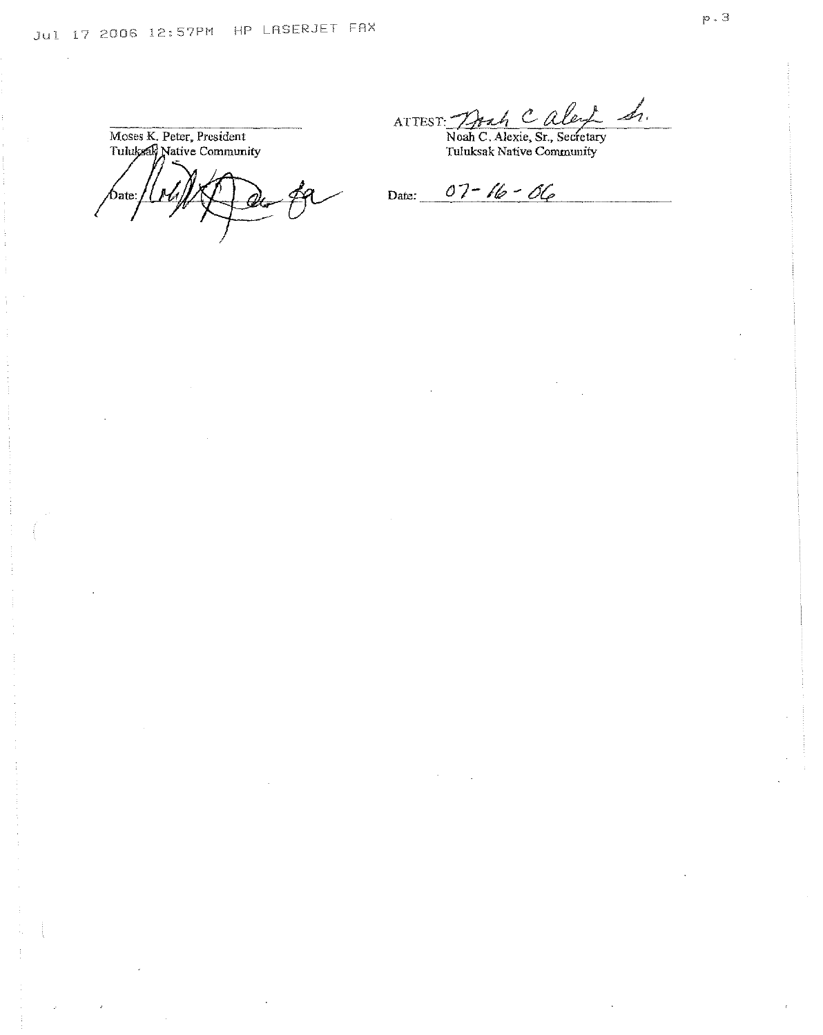Moses K. Peter, President
Tuluksak Native Community

Date:

ATTEST: Noah C. Alexie Sr.
Noah C. Alexie, Sr., Secretary
Tuluksak Native Community

Date: 07-16-06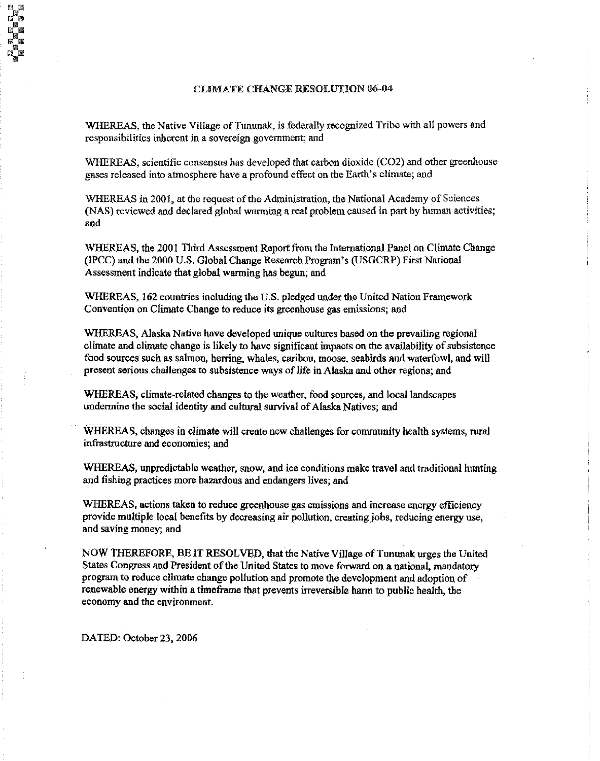## CLIMATE CHANGE RESOLUTION 06-04

WHEREAS, the Native Village of Tununak, is federally recognized Tribe with all powers and responsibilities inherent in a sovereign government; and

WHEREAS, scientific consensus has developed that carbon dioxide ($CO_2$) and other greenhouse gases released into atmosphere have a profound effect on the Earth's climate; and

WHEREAS in 2001, at the request of the Administration, the National Academy of Sciences (NAS) reviewed and declared global warming a real problem caused in part by human activities; and

WHEREAS, the 2001 Third Assessment Report from the International Panel on Climate Change (IPCC) and the 2000 U.S. Global Change Research Program's (USGCRP) First National Assessment indicate that global warming has begun; and

WHEREAS, 162 countries including the U.S. pledged under the United Nation Framework Convention on Climate Change to reduce its greenhouse gas emissions; and

WHEREAS, Alaska Native have developed unique cultures based on the prevailing regional climate and climate change is likely to have significant impacts on the availability of subsistence food sources such as salmon, herring, whales, caribou, moose, seabirds and waterfowl, and will present serious challenges to subsistence ways of life in Alaska and other regions; and

WHEREAS, climate-related changes to the weather, food sources, and local landscapes undermine the social identity and cultural survival of Alaska Natives; and

WHEREAS, changes in climate will create new challenges for community health systems, rural infrastructure and economies; and

WHEREAS, unpredictable weather, snow, and ice conditions make travel and traditional hunting and fishing practices more hazardous and endangers lives; and

WHEREAS, actions taken to reduce greenhouse gas emissions and increase energy efficiency provide multiple local benefits by decreasing air pollution, creating jobs, reducing energy use, and saving money; and

NOW THEREFORE, BE IT RESOLVED, that the Native Village of Tununak urges the United States Congress and President of the United States to move forward on a national, mandatory program to reduce climate change pollution and promote the development and adoption of renewable energy within a timeframe that prevents irreversible harm to public health, the economy and the environment.

DATED: October 23, 2006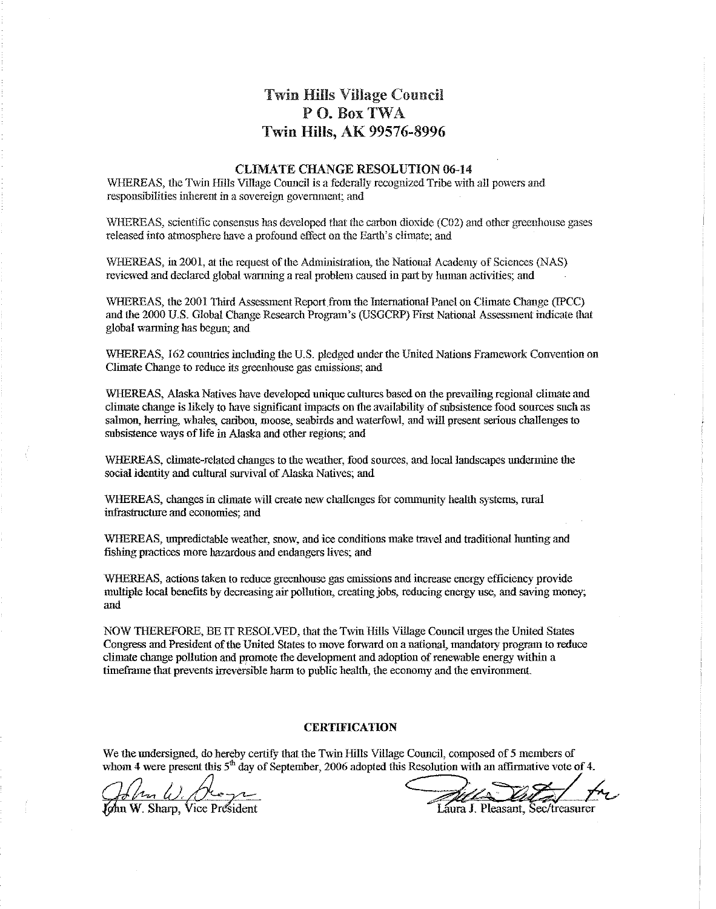# Twin Hills Village Council
# P O. Box TWA
# Twin Hills, AK 99576-8996

## CLIMATE CHANGE RESOLUTION 06-14

WHEREAS, the Twin Hills Village Council is a federally recognized Tribe with all powers and responsibilities inherent in a sovereign government; and

WHEREAS, scientific consensus has developed that the carbon dioxide (C02) and other greenhouse gases released into atmosphere have a profound effect on the Earth's climate; and

WHEREAS, in 2001, at the request of the Administration, the National Academy of Sciences (NAS) reviewed and declared global warming a real problem caused in part by human activities; and

WHEREAS, the 2001 Third Assessment Report from the International Panel on Climate Change (IPCC) and the 2000 U.S. Global Change Research Program's (USGCRP) First National Assessment indicate that global warming has begun; and

WHEREAS, 162 countries including the U.S. pledged under the United Nations Framework Convention on Climate Change to reduce its greenhouse gas emissions; and

WHEREAS, Alaska Natives have developed unique cultures based on the prevailing regional climate and climate change is likely to have significant impacts on the availability of subsistence food sources such as salmon, herring, whales, caribou, moose, seabirds and waterfowl, and will present serious challenges to subsistence ways of life in Alaska and other regions; and

WHEREAS, climate-related changes to the weather, food sources, and local landscapes undermine the social identity and cultural survival of Alaska Natives; and

WHEREAS, changes in climate will create new challenges for community health systems, rural infrastructure and economies; and

WHEREAS, unpredictable weather, snow, and ice conditions make travel and traditional hunting and fishing practices more hazardous and endangers lives; and

WHEREAS, actions taken to reduce greenhouse gas emissions and increase energy efficiency provide multiple local benefits by decreasing air pollution, creating jobs, reducing energy use, and saving money; and

NOW THEREFORE, BE IT RESOLVED, that the Twin Hills Village Council urges the United States Congress and President of the United States to move forward on a national, mandatory program to reduce climate change pollution and promote the development and adoption of renewable energy within a timeframe that prevents irreversible harm to public health, the economy and the environment.

### CERTIFICATION

We the undersigned, do hereby certify that the Twin Hills Village Council, composed of 5 members of whom 4 were present this 5th day of September, 2006 adopted this Resolution with an affirmative vote of 4.

John W. Sharp, Vice President

Laura J. Pleasant, Sec/treasurer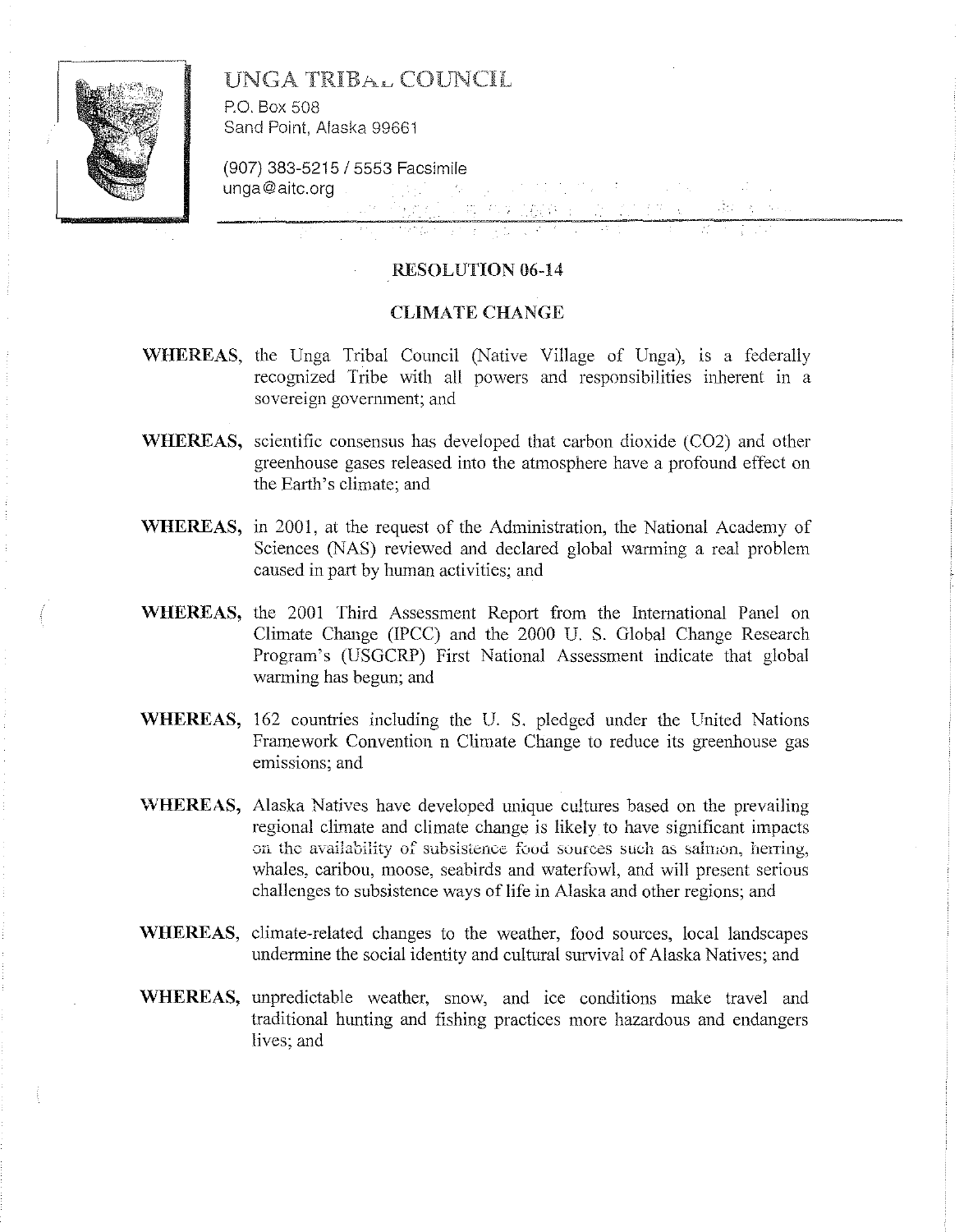# UNGA TRIBAL COUNCIL

P.O. Box 508
Sand Point, Alaska 99661

(907) 383-5215 / 5553 Facsimile
unga@aitc.org

## RESOLUTION 06-14

## CLIMATE CHANGE

**WHEREAS,** the Unga Tribal Council (Native Village of Unga), is a federally recognized Tribe with all powers and responsibilities inherent in a sovereign government; and

**WHEREAS,** scientific consensus has developed that carbon dioxide ($CO_2$) and other greenhouse gases released into the atmosphere have a profound effect on the Earth's climate; and

**WHEREAS,** in 2001, at the request of the Administration, the National Academy of Sciences (NAS) reviewed and declared global warming a real problem caused in part by human activities; and

**WHEREAS,** the 2001 Third Assessment Report from the International Panel on Climate Change (IPCC) and the 2000 U. S. Global Change Research Program's (USGCRP) First National Assessment indicate that global warming has begun; and

**WHEREAS,** 162 countries including the U. S. pledged under the United Nations Framework Convention n Climate Change to reduce its greenhouse gas emissions; and

**WHEREAS,** Alaska Natives have developed unique cultures based on the prevailing regional climate and climate change is likely to have significant impacts on the availability of subsistence food sources such as salmon, herring, whales, caribou, moose, seabirds and waterfowl, and will present serious challenges to subsistence ways of life in Alaska and other regions; and

**WHEREAS,** climate-related changes to the weather, food sources, local landscapes undermine the social identity and cultural survival of Alaska Natives; and

**WHEREAS,** unpredictable weather, snow, and ice conditions make travel and traditional hunting and fishing practices more hazardous and endangers lives; and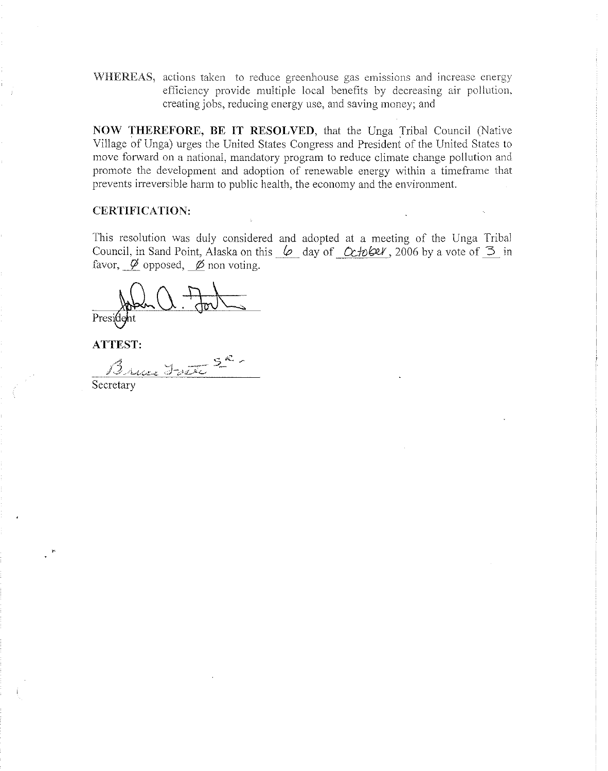**WHEREAS,** actions taken to reduce greenhouse gas emissions and increase energy efficiency provide multiple local benefits by decreasing air pollution, creating jobs, reducing energy use, and saving money; and

**NOW THEREFORE, BE IT RESOLVED,** that the Unga Tribal Council (Native Village of Unga) urges the United States Congress and President of the United States to move forward on a national, mandatory program to reduce climate change pollution and promote the development and adoption of renewable energy within a timeframe that prevents irreversible harm to public health, the economy and the environment.

**CERTIFICATION:**

This resolution was duly considered and adopted at a meeting of the Unga Tribal Council, in Sand Point, Alaska on this 6 day of October, 2006 by a vote of 3 in favor, Ø opposed, Ø non voting.

President

**ATTEST:**

Secretary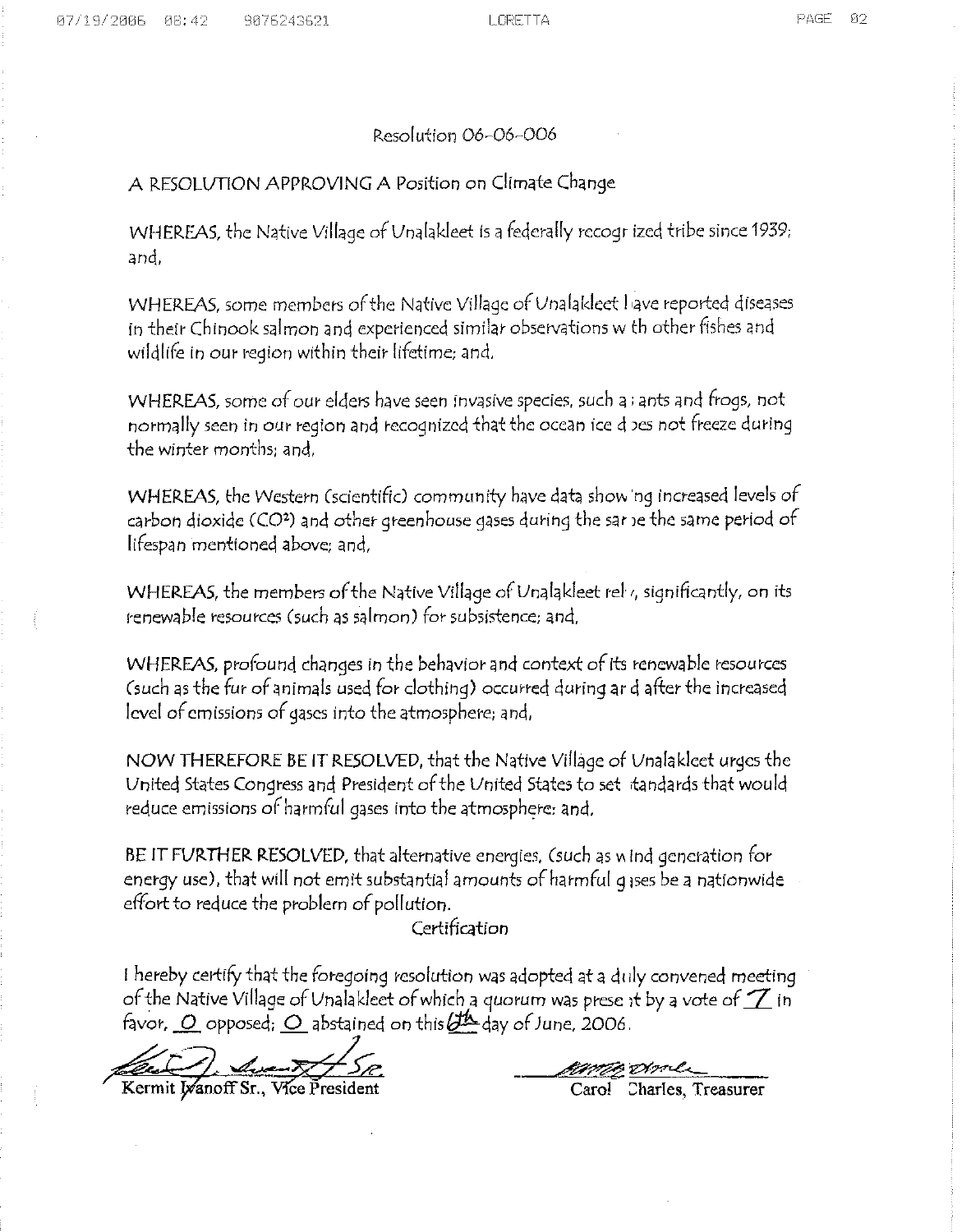Resolution 06-06-006

A RESOLUTION APPROVING A Position on Climate Change

WHEREAS, the Native Village of Unalakleet is a federally recognized tribe since 1939; and,

WHEREAS, some members of the Native Village of Unalakleet have reported diseases in their Chinook salmon and experienced similar observations with other fishes and wildlife in our region within their lifetime; and,

WHEREAS, some of our elders have seen invasive species, such as ants and frogs, not normally seen in our region and recognized that the ocean ice does not freeze during the winter months; and,

WHEREAS, the Western (scientific) community have data showing increased levels of carbon dioxide ($CO^2$) and other greenhouse gases during the same the same period of lifespan mentioned above; and,

WHEREAS, the members of the Native Village of Unalakleet rely, significantly, on its renewable resources (such as salmon) for subsistence; and,

WHEREAS, profound changes in the behavior and context of its renewable resources (such as the fur of animals used for clothing) occurred during and after the increased level of emissions of gases into the atmosphere; and,

NOW THEREFORE BE IT RESOLVED, that the Native Village of Unalakleet urges the United States Congress and President of the United States to set standards that would reduce emissions of harmful gases into the atmosphere; and,

BE IT FURTHER RESOLVED, that alternative energies, (such as wind generation for energy use), that will not emit substantial amounts of harmful gases be a nationwide effort to reduce the problem of pollution.

Certification

I hereby certify that the foregoing resolution was adopted at a duly convened meeting of the Native Village of Unalakleet of which a quorum was present by a vote of 7 in favor, 0 opposed; 0 abstained on this 6th day of June, 2006.

Kermit Ivanoff Sr., Vice President

Carol Charles, Treasurer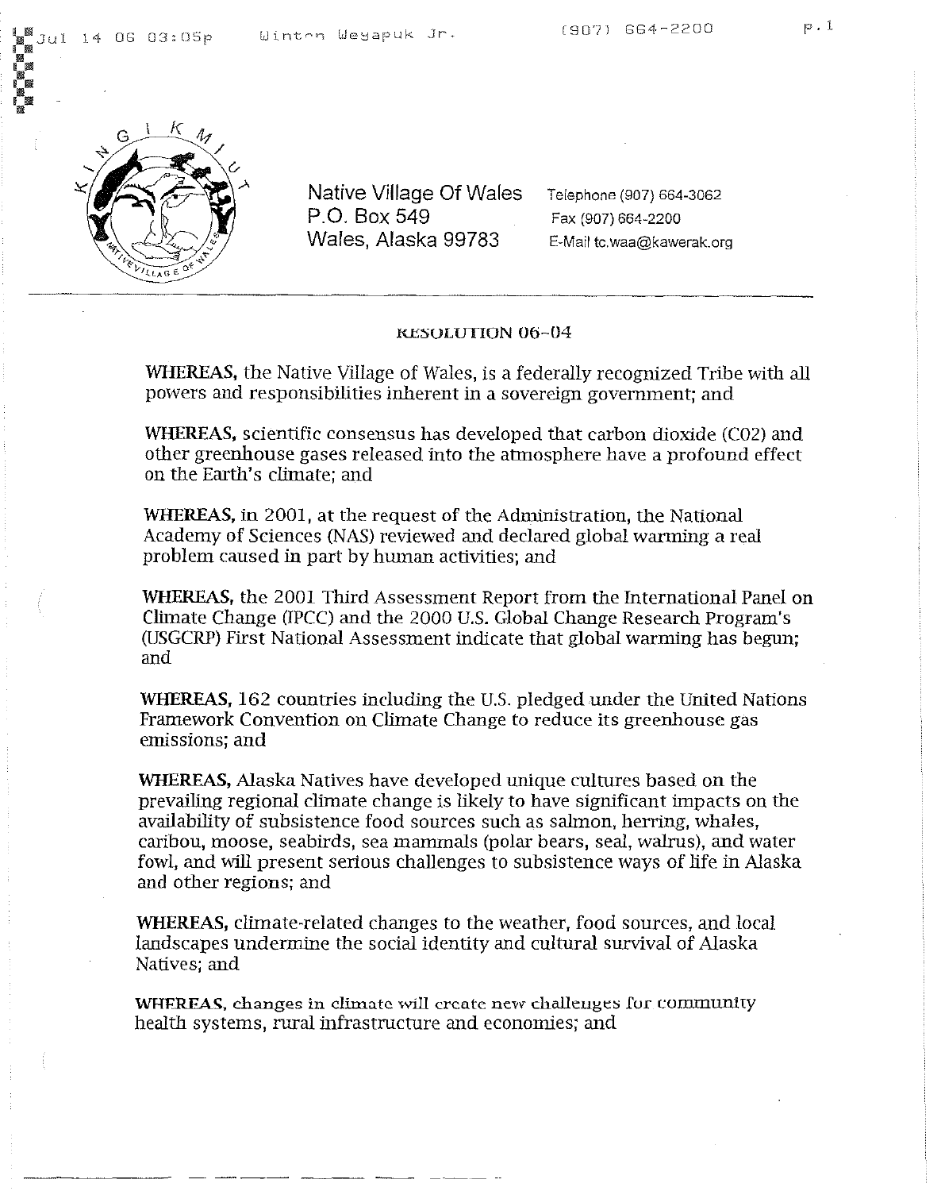Native Village Of Wales
P.O. Box 549
Wales, Alaska 99783

Telephone (907) 664-3062
Fax (907) 664-2200
E-Mail tc.waa@kawerak.org

---

RESOLUTION 06-04

**WHEREAS,** the Native Village of Wales, is a federally recognized Tribe with all powers and responsibilities inherent in a sovereign government; and

**WHEREAS,** scientific consensus has developed that carbon dioxide (C02) and other greenhouse gases released into the atmosphere have a profound effect on the Earth's climate; and

**WHEREAS,** in 2001, at the request of the Administration, the National Academy of Sciences (NAS) reviewed and declared global warming a real problem caused in part by human activities; and

**WHEREAS,** the 2001 Third Assessment Report from the International Panel on Climate Change (IPCC) and the 2000 U.S. Global Change Research Program's (USGCRP) First National Assessment indicate that global warming has begun; and

**WHEREAS,** 162 countries including the U.S. pledged under the United Nations Framework Convention on Climate Change to reduce its greenhouse gas emissions; and

**WHEREAS,** Alaska Natives have developed unique cultures based on the prevailing regional climate change is likely to have significant impacts on the availability of subsistence food sources such as salmon, herring, whales, caribou, moose, seabirds, sea mammals (polar bears, seal, walrus), and water fowl, and will present serious challenges to subsistence ways of life in Alaska and other regions; and

**WHEREAS,** climate-related changes to the weather, food sources, and local landscapes undermine the social identity and cultural survival of Alaska Natives; and

**WHEREAS,** changes in climate will create new challenges for community health systems, rural infrastructure and economies; and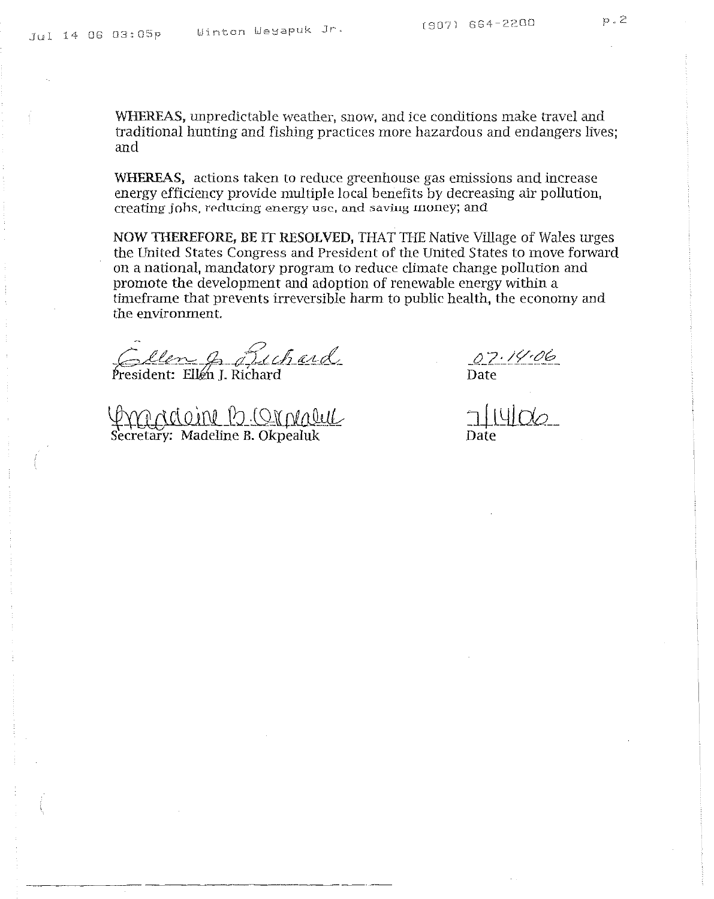**WHEREAS,** unpredictable weather, snow, and ice conditions make travel and traditional hunting and fishing practices more hazardous and endangers lives; and

**WHEREAS,** actions taken to reduce greenhouse gas emissions and increase energy efficiency provide multiple local benefits by decreasing air pollution, creating jobs, reducing energy use, and saving money; and

**NOW THEREFORE, BE IT RESOLVED,** THAT THE Native Village of Wales urges the United States Congress and President of the United States to move forward on a national, mandatory program to reduce climate change pollution and promote the development and adoption of renewable energy within a timeframe that prevents irreversible harm to public health, the economy and the environment.

Ellen J. Richard
President: Ellen J. Richard

07.14.06
Date

Madeline B. Okpealuk
Secretary: Madeline B. Okpealuk

7/14/06
Date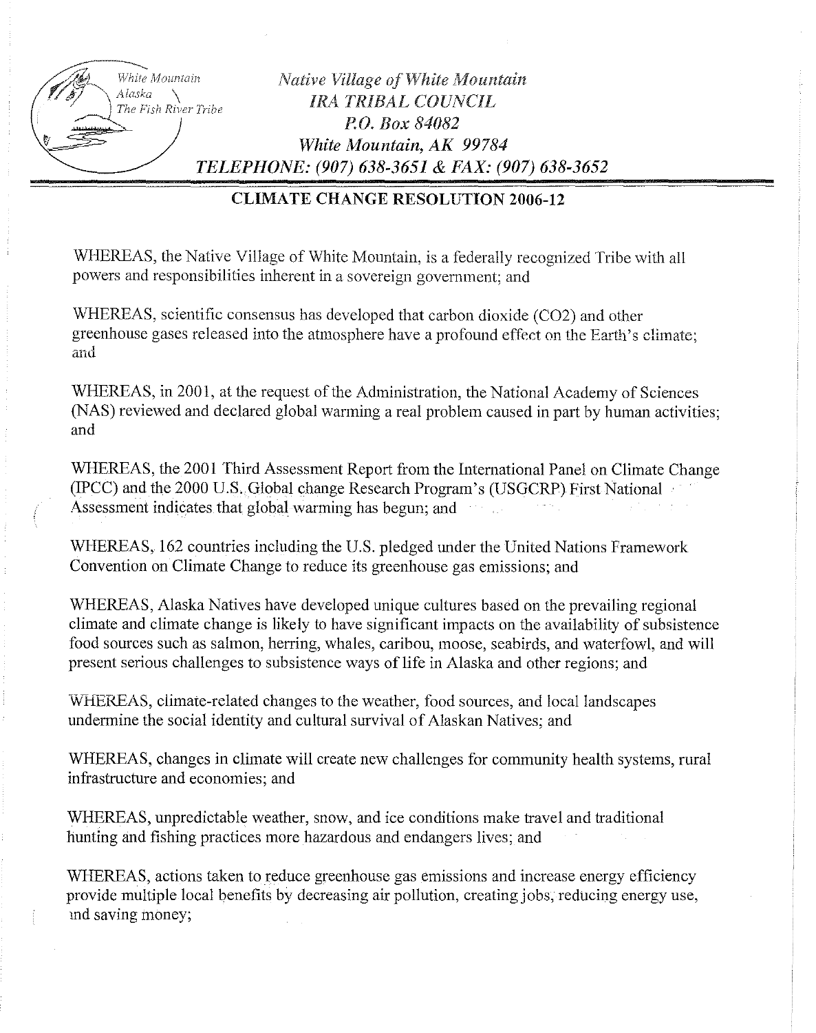White Mountain
Alaska
The Fish River Tribe

*Native Village of White Mountain*
*IRA TRIBAL COUNCIL*
*P.O. Box 84082*
*White Mountain, AK 99784*
*TELEPHONE: (907) 638-3651 & FAX: (907) 638-3652*

## CLIMATE CHANGE RESOLUTION 2006-12

WHEREAS, the Native Village of White Mountain, is a federally recognized Tribe with all powers and responsibilities inherent in a sovereign government; and

WHEREAS, scientific consensus has developed that carbon dioxide ($CO_2$) and other greenhouse gases released into the atmosphere have a profound effect on the Earth's climate; and

WHEREAS, in 2001, at the request of the Administration, the National Academy of Sciences (NAS) reviewed and declared global warming a real problem caused in part by human activities; and

WHEREAS, the 2001 Third Assessment Report from the International Panel on Climate Change (IPCC) and the 2000 U.S. Global change Research Program's (USGCRP) First National Assessment indicates that global warming has begun; and

WHEREAS, 162 countries including the U.S. pledged under the United Nations Framework Convention on Climate Change to reduce its greenhouse gas emissions; and

WHEREAS, Alaska Natives have developed unique cultures based on the prevailing regional climate and climate change is likely to have significant impacts on the availability of subsistence food sources such as salmon, herring, whales, caribou, moose, seabirds, and waterfowl, and will present serious challenges to subsistence ways of life in Alaska and other regions; and

WHEREAS, climate-related changes to the weather, food sources, and local landscapes undermine the social identity and cultural survival of Alaskan Natives; and

WHEREAS, changes in climate will create new challenges for community health systems, rural infrastructure and economies; and

WHEREAS, unpredictable weather, snow, and ice conditions make travel and traditional hunting and fishing practices more hazardous and endangers lives; and

WHEREAS, actions taken to reduce greenhouse gas emissions and increase energy efficiency provide multiple local benefits by decreasing air pollution, creating jobs, reducing energy use, and saving money;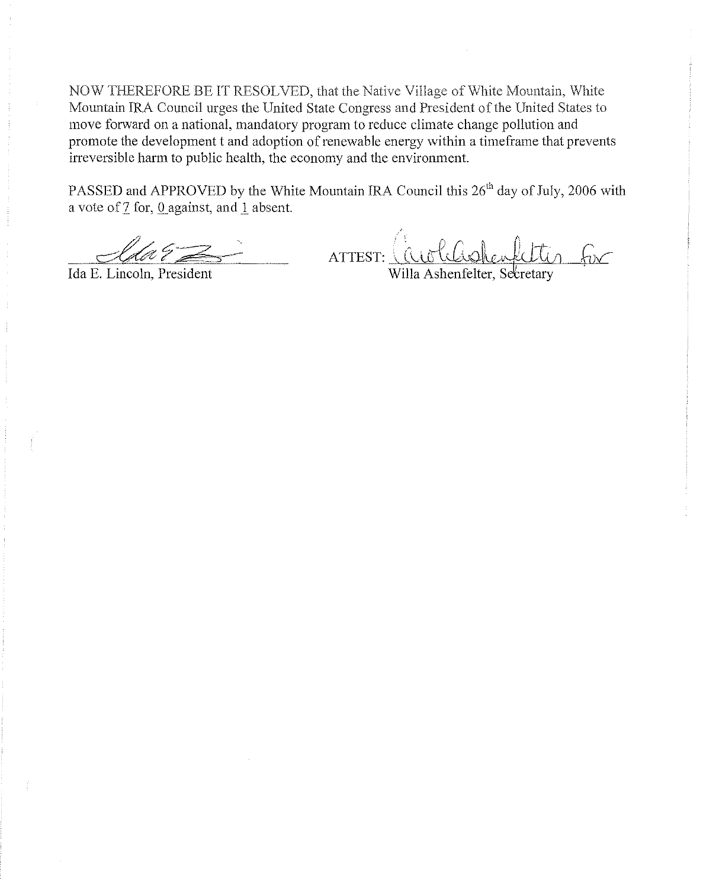NOW THEREFORE BE IT RESOLVED, that the Native Village of White Mountain, White Mountain IRA Council urges the United State Congress and President of the United States to move forward on a national, mandatory program to reduce climate change pollution and promote the development t and adoption of renewable energy within a timeframe that prevents irreversible harm to public health, the economy and the environment.

PASSED and APPROVED by the White Mountain IRA Council this 26th day of July, 2006 with a vote of 7 for, 0 against, and 1 absent.

Ida E. Lincoln, President

ATTEST: Carol Ashenfelter for
Willa Ashenfelter, Secretary